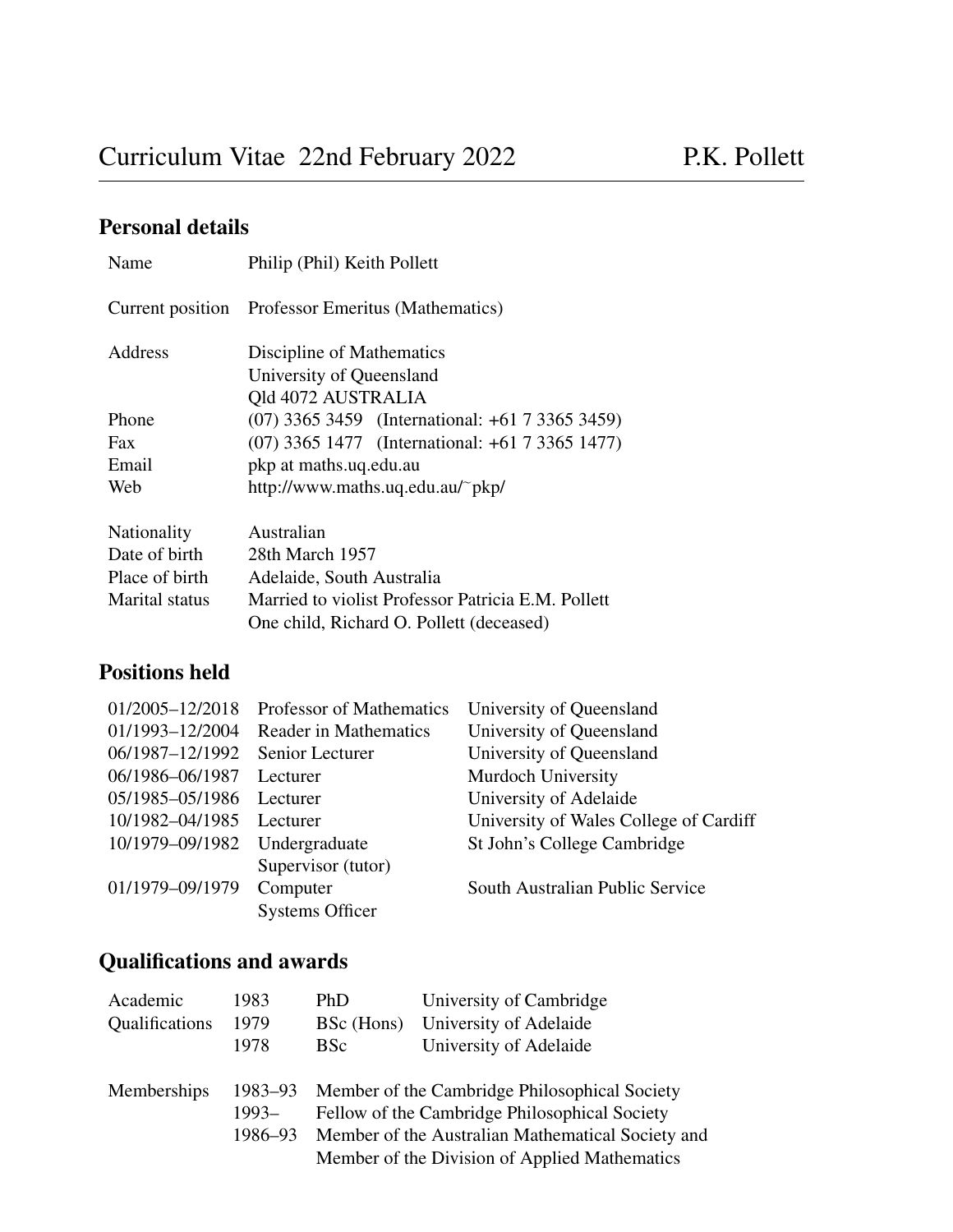# Curriculum Vitae 22nd February 2022 P.K. Pollett

## Personal details

| | |
|---|---|
| Name | Philip (Phil) Keith Pollett |
| Current position | Professor Emeritus (Mathematics) |
| Address | Discipline of Mathematics<br>University of Queensland<br>Qld 4072 AUSTRALIA |
| Phone | (07) 3365 3459 (International: +61 7 3365 3459) |
| Fax | (07) 3365 1477 (International: +61 7 3365 1477) |
| Email | pkp at maths.uq.edu.au |
| Web | http://www.maths.uq.edu.au/~pkp/ |
| Nationality | Australian |
| Date of birth | 28th March 1957 |
| Place of birth | Adelaide, South Australia |
| Marital status | Married to violist Professor Patricia E.M. Pollett<br>One child, Richard O. Pollett (deceased) |

## Positions held

| | | |
|---|---|---|
| 01/2005–12/2018 | Professor of Mathematics | University of Queensland |
| 01/1993–12/2004 | Reader in Mathematics | University of Queensland |
| 06/1987–12/1992 | Senior Lecturer | University of Queensland |
| 06/1986–06/1987 | Lecturer | Murdoch University |
| 05/1985–05/1986 | Lecturer | University of Adelaide |
| 10/1982–04/1985 | Lecturer | University of Wales College of Cardiff |
| 10/1979–09/1982 | Undergraduate Supervisor (tutor) | St John's College Cambridge |
| 01/1979–09/1979 | Computer Systems Officer | South Australian Public Service |

## Qualifications and awards

| | | | |
|---|---|---|---|
| Academic Qualifications | 1983 | PhD | University of Cambridge |
| | 1979 | BSc (Hons) | University of Adelaide |
| | 1978 | BSc | University of Adelaide |

| | | |
|---|---|---|
| Memberships | 1983–93 | Member of the Cambridge Philosophical Society |
| | 1993– | Fellow of the Cambridge Philosophical Society |
| | 1986–93 | Member of the Australian Mathematical Society and Member of the Division of Applied Mathematics |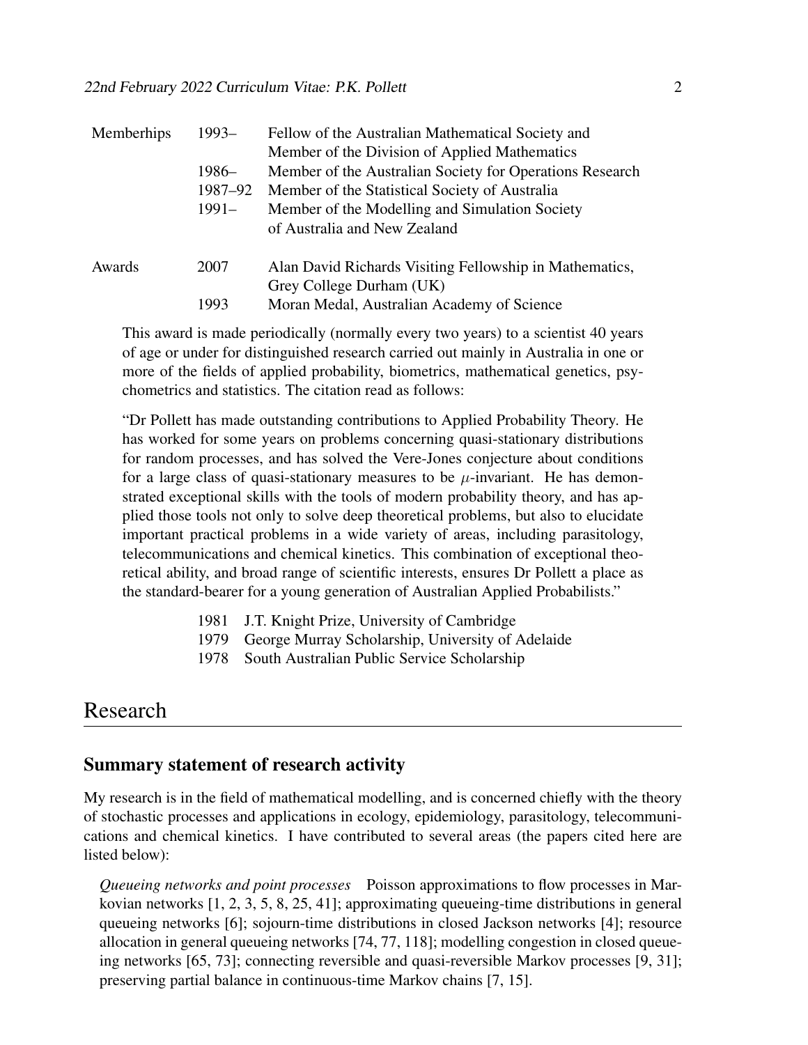| Memberhips | 1993– | Fellow of the Australian Mathematical Society and Member of the Division of Applied Mathematics |
|---|---|---|
| | 1986– | Member of the Australian Society for Operations Research |
| | 1987–92 | Member of the Statistical Society of Australia |
| | 1991– | Member of the Modelling and Simulation Society of Australia and New Zealand |
| Awards | 2007 | Alan David Richards Visiting Fellowship in Mathematics, Grey College Durham (UK) |
| | 1993 | Moran Medal, Australian Academy of Science |

This award is made periodically (normally every two years) to a scientist 40 years of age or under for distinguished research carried out mainly in Australia in one or more of the fields of applied probability, biometrics, mathematical genetics, psychometrics and statistics. The citation read as follows:

"Dr Pollett has made outstanding contributions to Applied Probability Theory. He has worked for some years on problems concerning quasi-stationary distributions for random processes, and has solved the Vere-Jones conjecture about conditions for a large class of quasi-stationary measures to be $\mu$-invariant. He has demonstrated exceptional skills with the tools of modern probability theory, and has applied those tools not only to solve deep theoretical problems, but also to elucidate important practical problems in a wide variety of areas, including parasitology, telecommunications and chemical kinetics. This combination of exceptional theoretical ability, and broad range of scientific interests, ensures Dr Pollett a place as the standard-bearer for a young generation of Australian Applied Probabilists."

| | |
|---|---|
| 1981 | J.T. Knight Prize, University of Cambridge |
| 1979 | George Murray Scholarship, University of Adelaide |
| 1978 | South Australian Public Service Scholarship |

# Research

## Summary statement of research activity

My research is in the field of mathematical modelling, and is concerned chiefly with the theory of stochastic processes and applications in ecology, epidemiology, parasitology, telecommunications and chemical kinetics. I have contributed to several areas (the papers cited here are listed below):

*Queueing networks and point processes* Poisson approximations to flow processes in Markovian networks [1, 2, 3, 5, 8, 25, 41]; approximating queueing-time distributions in general queueing networks [6]; sojourn-time distributions in closed Jackson networks [4]; resource allocation in general queueing networks [74, 77, 118]; modelling congestion in closed queueing networks [65, 73]; connecting reversible and quasi-reversible Markov processes [9, 31]; preserving partial balance in continuous-time Markov chains [7, 15].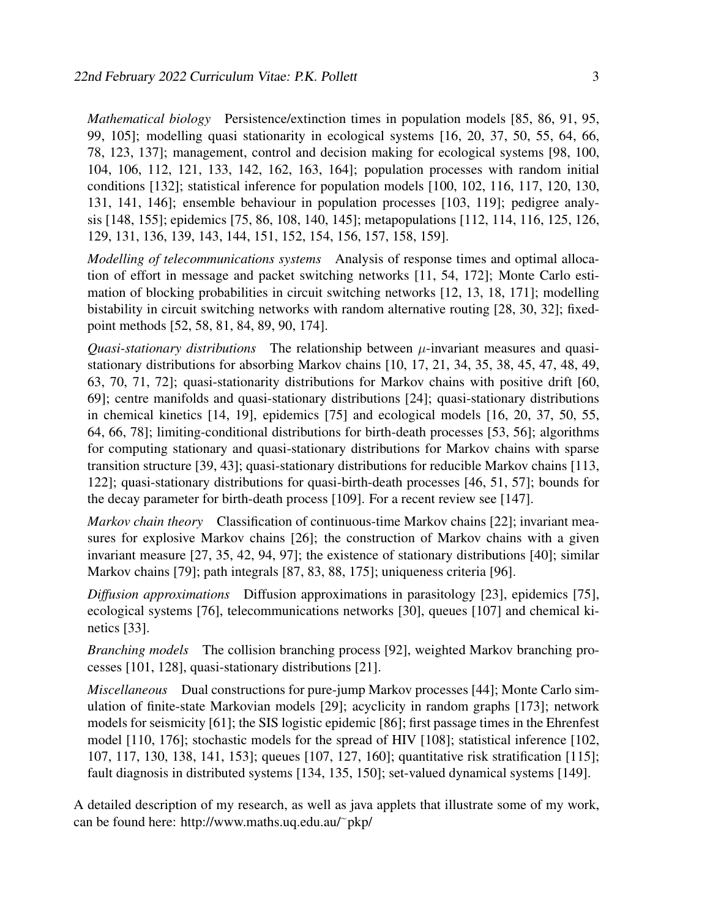*Mathematical biology* Persistence/extinction times in population models [85, 86, 91, 95, 99, 105]; modelling quasi stationarity in ecological systems [16, 20, 37, 50, 55, 64, 66, 78, 123, 137]; management, control and decision making for ecological systems [98, 100, 104, 106, 112, 121, 133, 142, 162, 163, 164]; population processes with random initial conditions [132]; statistical inference for population models [100, 102, 116, 117, 120, 130, 131, 141, 146]; ensemble behaviour in population processes [103, 119]; pedigree analysis [148, 155]; epidemics [75, 86, 108, 140, 145]; metapopulations [112, 114, 116, 125, 126, 129, 131, 136, 139, 143, 144, 151, 152, 154, 156, 157, 158, 159].

*Modelling of telecommunications systems* Analysis of response times and optimal allocation of effort in message and packet switching networks [11, 54, 172]; Monte Carlo estimation of blocking probabilities in circuit switching networks [12, 13, 18, 171]; modelling bistability in circuit switching networks with random alternative routing [28, 30, 32]; fixed-point methods [52, 58, 81, 84, 89, 90, 174].

*Quasi-stationary distributions* The relationship between $\mu$-invariant measures and quasi-stationary distributions for absorbing Markov chains [10, 17, 21, 34, 35, 38, 45, 47, 48, 49, 63, 70, 71, 72]; quasi-stationarity distributions for Markov chains with positive drift [60, 69]; centre manifolds and quasi-stationary distributions [24]; quasi-stationary distributions in chemical kinetics [14, 19], epidemics [75] and ecological models [16, 20, 37, 50, 55, 64, 66, 78]; limiting-conditional distributions for birth-death processes [53, 56]; algorithms for computing stationary and quasi-stationary distributions for Markov chains with sparse transition structure [39, 43]; quasi-stationary distributions for reducible Markov chains [113, 122]; quasi-stationary distributions for quasi-birth-death processes [46, 51, 57]; bounds for the decay parameter for birth-death process [109]. For a recent review see [147].

*Markov chain theory* Classification of continuous-time Markov chains [22]; invariant measures for explosive Markov chains [26]; the construction of Markov chains with a given invariant measure [27, 35, 42, 94, 97]; the existence of stationary distributions [40]; similar Markov chains [79]; path integrals [87, 83, 88, 175]; uniqueness criteria [96].

*Diffusion approximations* Diffusion approximations in parasitology [23], epidemics [75], ecological systems [76], telecommunications networks [30], queues [107] and chemical kinetics [33].

*Branching models* The collision branching process [92], weighted Markov branching processes [101, 128], quasi-stationary distributions [21].

*Miscellaneous* Dual constructions for pure-jump Markov processes [44]; Monte Carlo simulation of finite-state Markovian models [29]; acyclicity in random graphs [173]; network models for seismicity [61]; the SIS logistic epidemic [86]; first passage times in the Ehrenfest model [110, 176]; stochastic models for the spread of HIV [108]; statistical inference [102, 107, 117, 130, 138, 141, 153]; queues [107, 127, 160]; quantitative risk stratification [115]; fault diagnosis in distributed systems [134, 135, 150]; set-valued dynamical systems [149].

A detailed description of my research, as well as java applets that illustrate some of my work, can be found here: http://www.maths.uq.edu.au/~pkp/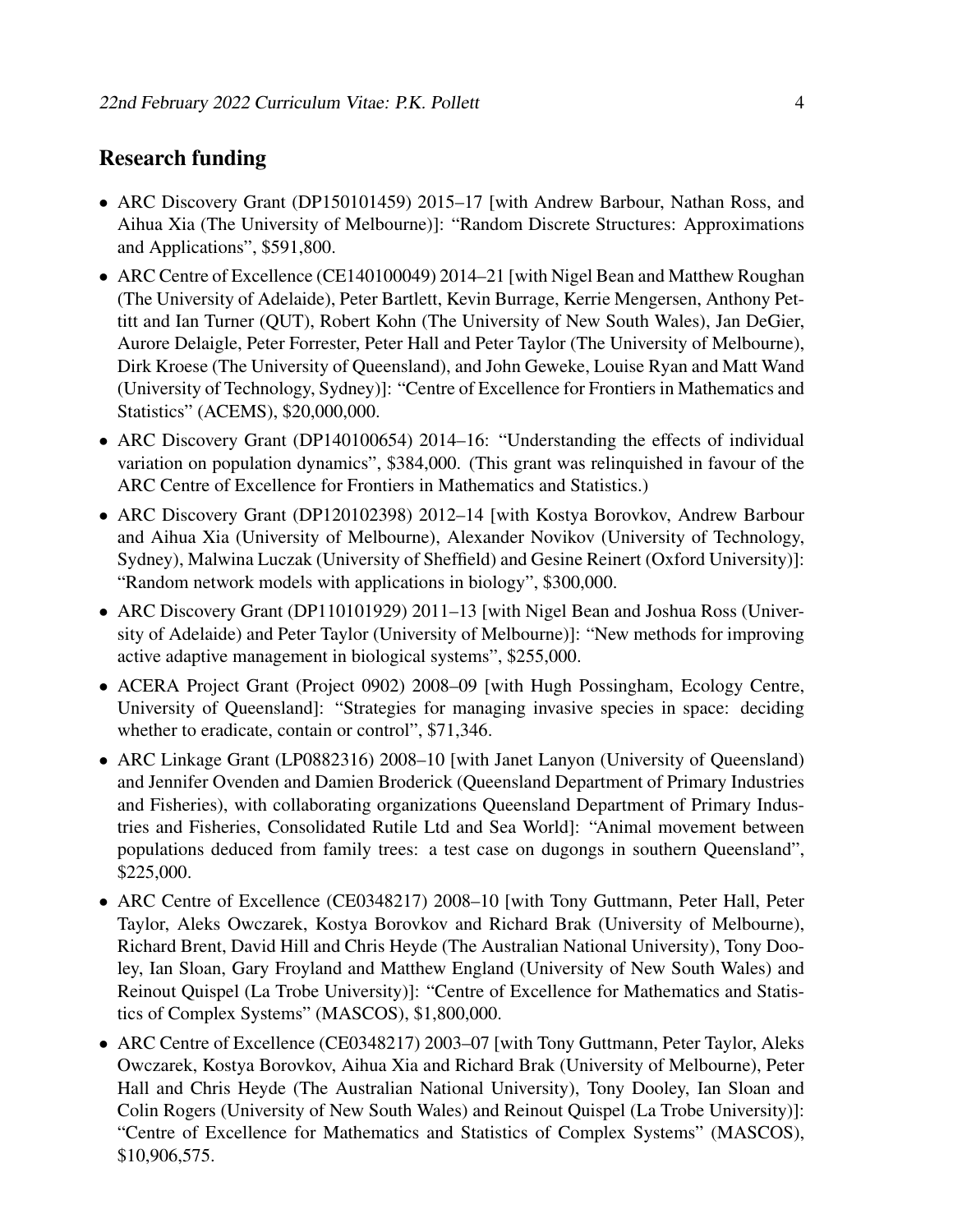## Research funding

- ARC Discovery Grant (DP150101459) 2015–17 [with Andrew Barbour, Nathan Ross, and Aihua Xia (The University of Melbourne)]: "Random Discrete Structures: Approximations and Applications", $591,800.
- ARC Centre of Excellence (CE140100049) 2014–21 [with Nigel Bean and Matthew Roughan (The University of Adelaide), Peter Bartlett, Kevin Burrage, Kerrie Mengersen, Anthony Pettitt and Ian Turner (QUT), Robert Kohn (The University of New South Wales), Jan DeGier, Aurore Delaigle, Peter Forrester, Peter Hall and Peter Taylor (The University of Melbourne), Dirk Kroese (The University of Queensland), and John Geweke, Louise Ryan and Matt Wand (University of Technology, Sydney)]: "Centre of Excellence for Frontiers in Mathematics and Statistics" (ACEMS), $20,000,000.
- ARC Discovery Grant (DP140100654) 2014–16: "Understanding the effects of individual variation on population dynamics", $384,000. (This grant was relinquished in favour of the ARC Centre of Excellence for Frontiers in Mathematics and Statistics.)
- ARC Discovery Grant (DP120102398) 2012–14 [with Kostya Borovkov, Andrew Barbour and Aihua Xia (University of Melbourne), Alexander Novikov (University of Technology, Sydney), Malwina Luczak (University of Sheffield) and Gesine Reinert (Oxford University)]: "Random network models with applications in biology", $300,000.
- ARC Discovery Grant (DP110101929) 2011–13 [with Nigel Bean and Joshua Ross (University of Adelaide) and Peter Taylor (University of Melbourne)]: "New methods for improving active adaptive management in biological systems", $255,000.
- ACERA Project Grant (Project 0902) 2008–09 [with Hugh Possingham, Ecology Centre, University of Queensland]: "Strategies for managing invasive species in space: deciding whether to eradicate, contain or control", $71,346.
- ARC Linkage Grant (LP0882316) 2008–10 [with Janet Lanyon (University of Queensland) and Jennifer Ovenden and Damien Broderick (Queensland Department of Primary Industries and Fisheries), with collaborating organizations Queensland Department of Primary Industries and Fisheries, Consolidated Rutile Ltd and Sea World]: "Animal movement between populations deduced from family trees: a test case on dugongs in southern Queensland", $225,000.
- ARC Centre of Excellence (CE0348217) 2008–10 [with Tony Guttmann, Peter Hall, Peter Taylor, Aleks Owczarek, Kostya Borovkov and Richard Brak (University of Melbourne), Richard Brent, David Hill and Chris Heyde (The Australian National University), Tony Dooley, Ian Sloan, Gary Froyland and Matthew England (University of New South Wales) and Reinout Quispel (La Trobe University)]: "Centre of Excellence for Mathematics and Statistics of Complex Systems" (MASCOS), $1,800,000.
- ARC Centre of Excellence (CE0348217) 2003–07 [with Tony Guttmann, Peter Taylor, Aleks Owczarek, Kostya Borovkov, Aihua Xia and Richard Brak (University of Melbourne), Peter Hall and Chris Heyde (The Australian National University), Tony Dooley, Ian Sloan and Colin Rogers (University of New South Wales) and Reinout Quispel (La Trobe University)]: "Centre of Excellence for Mathematics and Statistics of Complex Systems" (MASCOS), $10,906,575.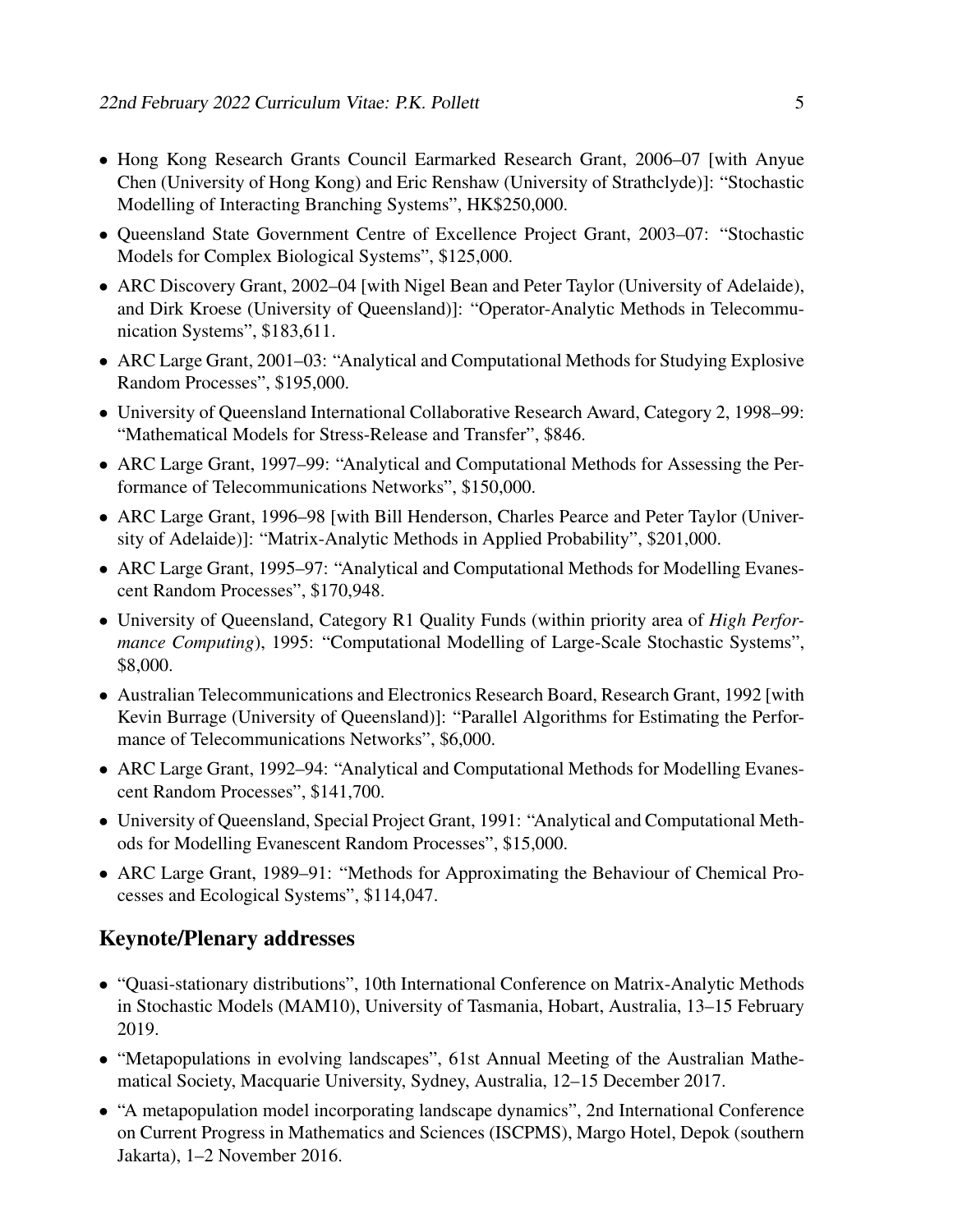- Hong Kong Research Grants Council Earmarked Research Grant, 2006–07 [with Anyue Chen (University of Hong Kong) and Eric Renshaw (University of Strathclyde)]: "Stochastic Modelling of Interacting Branching Systems", HK$250,000.
- Queensland State Government Centre of Excellence Project Grant, 2003–07: "Stochastic Models for Complex Biological Systems", $125,000.
- ARC Discovery Grant, 2002–04 [with Nigel Bean and Peter Taylor (University of Adelaide), and Dirk Kroese (University of Queensland)]: "Operator-Analytic Methods in Telecommunication Systems", $183,611.
- ARC Large Grant, 2001–03: "Analytical and Computational Methods for Studying Explosive Random Processes", $195,000.
- University of Queensland International Collaborative Research Award, Category 2, 1998–99: "Mathematical Models for Stress-Release and Transfer", $846.
- ARC Large Grant, 1997–99: "Analytical and Computational Methods for Assessing the Performance of Telecommunications Networks", $150,000.
- ARC Large Grant, 1996–98 [with Bill Henderson, Charles Pearce and Peter Taylor (University of Adelaide)]: "Matrix-Analytic Methods in Applied Probability", $201,000.
- ARC Large Grant, 1995–97: "Analytical and Computational Methods for Modelling Evanescent Random Processes", $170,948.
- University of Queensland, Category R1 Quality Funds (within priority area of *High Performance Computing*), 1995: "Computational Modelling of Large-Scale Stochastic Systems", $8,000.
- Australian Telecommunications and Electronics Research Board, Research Grant, 1992 [with Kevin Burrage (University of Queensland)]: "Parallel Algorithms for Estimating the Performance of Telecommunications Networks", $6,000.
- ARC Large Grant, 1992–94: "Analytical and Computational Methods for Modelling Evanescent Random Processes", $141,700.
- University of Queensland, Special Project Grant, 1991: "Analytical and Computational Methods for Modelling Evanescent Random Processes", $15,000.
- ARC Large Grant, 1989–91: "Methods for Approximating the Behaviour of Chemical Processes and Ecological Systems", $114,047.

## Keynote/Plenary addresses

- "Quasi-stationary distributions", 10th International Conference on Matrix-Analytic Methods in Stochastic Models (MAM10), University of Tasmania, Hobart, Australia, 13–15 February 2019.
- "Metapopulations in evolving landscapes", 61st Annual Meeting of the Australian Mathematical Society, Macquarie University, Sydney, Australia, 12–15 December 2017.
- "A metapopulation model incorporating landscape dynamics", 2nd International Conference on Current Progress in Mathematics and Sciences (ISCPMS), Margo Hotel, Depok (southern Jakarta), 1–2 November 2016.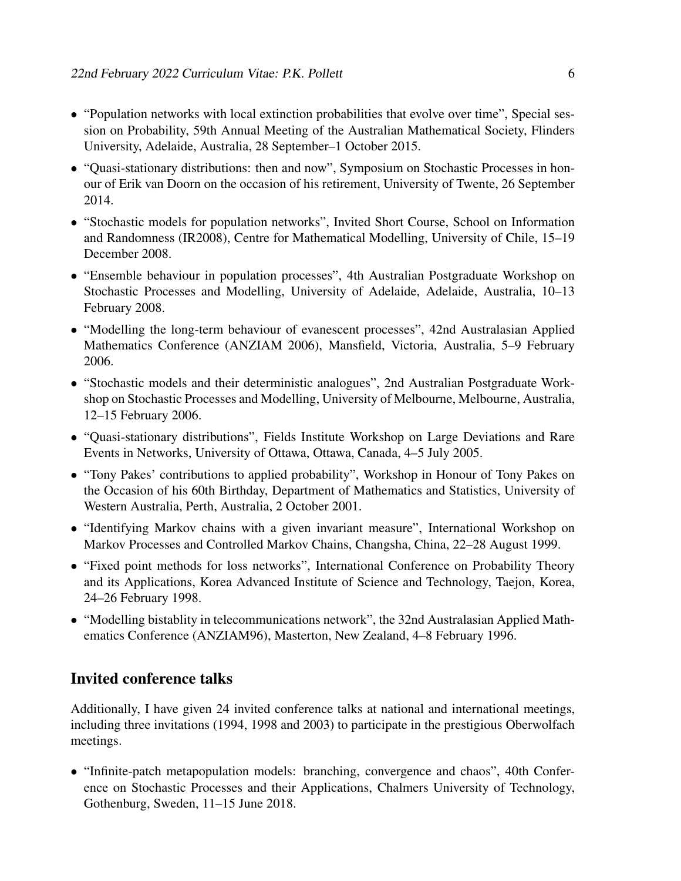- "Population networks with local extinction probabilities that evolve over time", Special session on Probability, 59th Annual Meeting of the Australian Mathematical Society, Flinders University, Adelaide, Australia, 28 September–1 October 2015.
- "Quasi-stationary distributions: then and now", Symposium on Stochastic Processes in honour of Erik van Doorn on the occasion of his retirement, University of Twente, 26 September 2014.
- "Stochastic models for population networks", Invited Short Course, School on Information and Randomness (IR2008), Centre for Mathematical Modelling, University of Chile, 15–19 December 2008.
- "Ensemble behaviour in population processes", 4th Australian Postgraduate Workshop on Stochastic Processes and Modelling, University of Adelaide, Adelaide, Australia, 10–13 February 2008.
- "Modelling the long-term behaviour of evanescent processes", 42nd Australasian Applied Mathematics Conference (ANZIAM 2006), Mansfield, Victoria, Australia, 5–9 February 2006.
- "Stochastic models and their deterministic analogues", 2nd Australian Postgraduate Workshop on Stochastic Processes and Modelling, University of Melbourne, Melbourne, Australia, 12–15 February 2006.
- "Quasi-stationary distributions", Fields Institute Workshop on Large Deviations and Rare Events in Networks, University of Ottawa, Ottawa, Canada, 4–5 July 2005.
- "Tony Pakes' contributions to applied probability", Workshop in Honour of Tony Pakes on the Occasion of his 60th Birthday, Department of Mathematics and Statistics, University of Western Australia, Perth, Australia, 2 October 2001.
- "Identifying Markov chains with a given invariant measure", International Workshop on Markov Processes and Controlled Markov Chains, Changsha, China, 22–28 August 1999.
- "Fixed point methods for loss networks", International Conference on Probability Theory and its Applications, Korea Advanced Institute of Science and Technology, Taejon, Korea, 24–26 February 1998.
- "Modelling bistablity in telecommunications network", the 32nd Australasian Applied Mathematics Conference (ANZIAM96), Masterton, New Zealand, 4–8 February 1996.

## Invited conference talks

Additionally, I have given 24 invited conference talks at national and international meetings, including three invitations (1994, 1998 and 2003) to participate in the prestigious Oberwolfach meetings.

- "Infinite-patch metapopulation models: branching, convergence and chaos", 40th Conference on Stochastic Processes and their Applications, Chalmers University of Technology, Gothenburg, Sweden, 11–15 June 2018.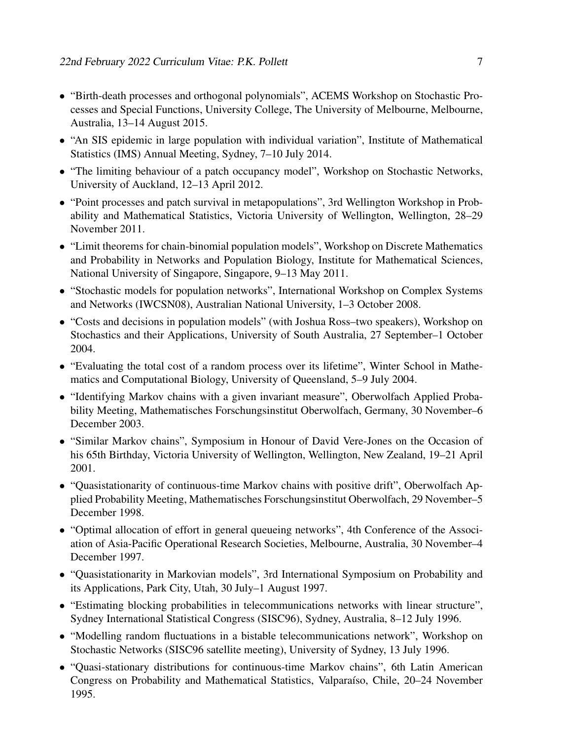- "Birth-death processes and orthogonal polynomials", ACEMS Workshop on Stochastic Processes and Special Functions, University College, The University of Melbourne, Melbourne, Australia, 13–14 August 2015.
- "An SIS epidemic in large population with individual variation", Institute of Mathematical Statistics (IMS) Annual Meeting, Sydney, 7–10 July 2014.
- "The limiting behaviour of a patch occupancy model", Workshop on Stochastic Networks, University of Auckland, 12–13 April 2012.
- "Point processes and patch survival in metapopulations", 3rd Wellington Workshop in Probability and Mathematical Statistics, Victoria University of Wellington, Wellington, 28–29 November 2011.
- "Limit theorems for chain-binomial population models", Workshop on Discrete Mathematics and Probability in Networks and Population Biology, Institute for Mathematical Sciences, National University of Singapore, Singapore, 9–13 May 2011.
- "Stochastic models for population networks", International Workshop on Complex Systems and Networks (IWCSN08), Australian National University, 1–3 October 2008.
- "Costs and decisions in population models" (with Joshua Ross–two speakers), Workshop on Stochastics and their Applications, University of South Australia, 27 September–1 October 2004.
- "Evaluating the total cost of a random process over its lifetime", Winter School in Mathematics and Computational Biology, University of Queensland, 5–9 July 2004.
- "Identifying Markov chains with a given invariant measure", Oberwolfach Applied Probability Meeting, Mathematisches Forschungsinstitut Oberwolfach, Germany, 30 November–6 December 2003.
- "Similar Markov chains", Symposium in Honour of David Vere-Jones on the Occasion of his 65th Birthday, Victoria University of Wellington, Wellington, New Zealand, 19–21 April 2001.
- "Quasistationarity of continuous-time Markov chains with positive drift", Oberwolfach Applied Probability Meeting, Mathematisches Forschungsinstitut Oberwolfach, 29 November–5 December 1998.
- "Optimal allocation of effort in general queueing networks", 4th Conference of the Association of Asia-Pacific Operational Research Societies, Melbourne, Australia, 30 November–4 December 1997.
- "Quasistationarity in Markovian models", 3rd International Symposium on Probability and its Applications, Park City, Utah, 30 July–1 August 1997.
- "Estimating blocking probabilities in telecommunications networks with linear structure", Sydney International Statistical Congress (SISC96), Sydney, Australia, 8–12 July 1996.
- "Modelling random fluctuations in a bistable telecommunications network", Workshop on Stochastic Networks (SISC96 satellite meeting), University of Sydney, 13 July 1996.
- "Quasi-stationary distributions for continuous-time Markov chains", 6th Latin American Congress on Probability and Mathematical Statistics, Valparaíso, Chile, 20–24 November 1995.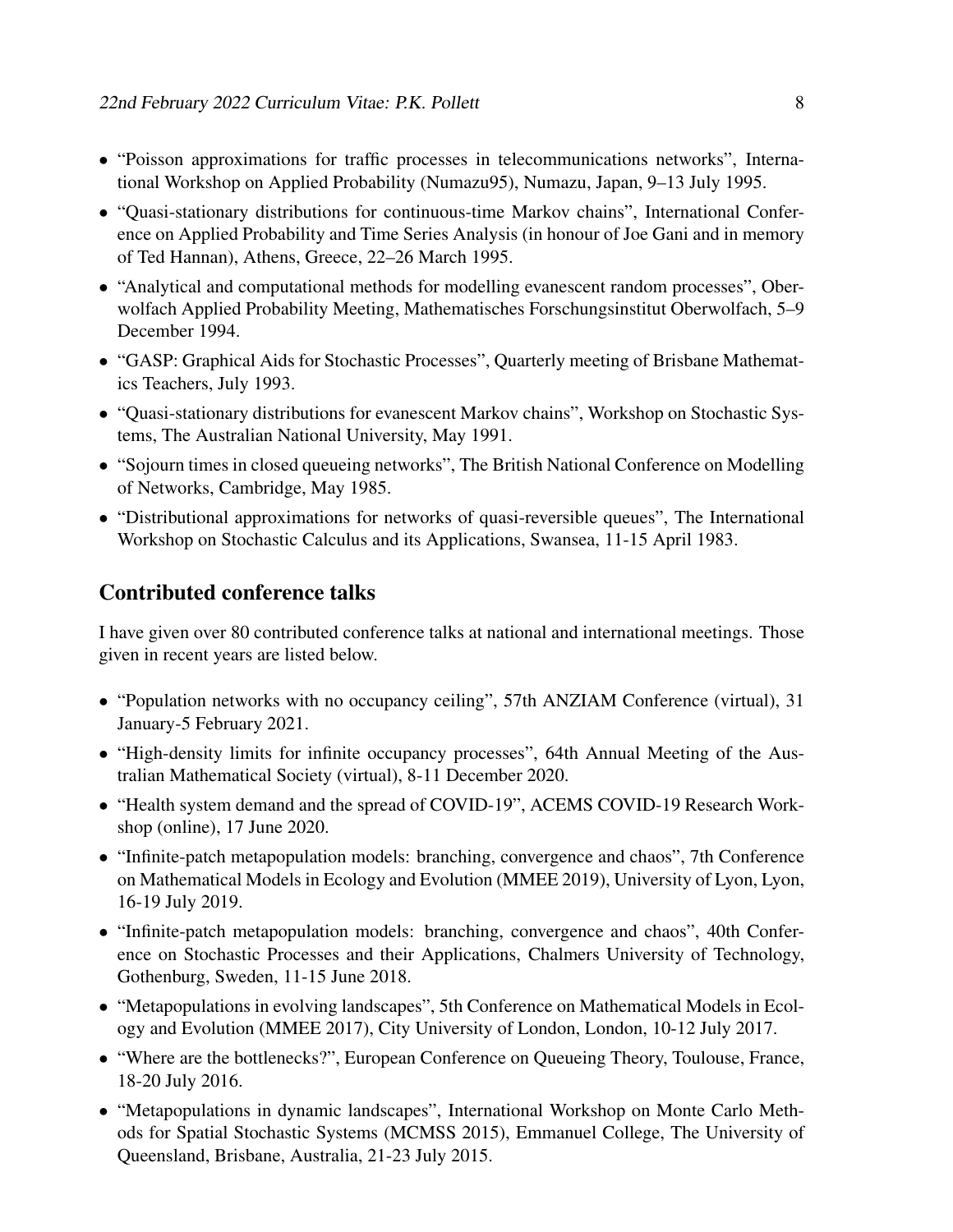- "Poisson approximations for traffic processes in telecommunications networks", International Workshop on Applied Probability (Numazu95), Numazu, Japan, 9–13 July 1995.
- "Quasi-stationary distributions for continuous-time Markov chains", International Conference on Applied Probability and Time Series Analysis (in honour of Joe Gani and in memory of Ted Hannan), Athens, Greece, 22–26 March 1995.
- "Analytical and computational methods for modelling evanescent random processes", Oberwolfach Applied Probability Meeting, Mathematisches Forschungsinstitut Oberwolfach, 5–9 December 1994.
- "GASP: Graphical Aids for Stochastic Processes", Quarterly meeting of Brisbane Mathematics Teachers, July 1993.
- "Quasi-stationary distributions for evanescent Markov chains", Workshop on Stochastic Systems, The Australian National University, May 1991.
- "Sojourn times in closed queueing networks", The British National Conference on Modelling of Networks, Cambridge, May 1985.
- "Distributional approximations for networks of quasi-reversible queues", The International Workshop on Stochastic Calculus and its Applications, Swansea, 11-15 April 1983.

## Contributed conference talks

I have given over 80 contributed conference talks at national and international meetings. Those given in recent years are listed below.

- "Population networks with no occupancy ceiling", 57th ANZIAM Conference (virtual), 31 January-5 February 2021.
- "High-density limits for infinite occupancy processes", 64th Annual Meeting of the Australian Mathematical Society (virtual), 8-11 December 2020.
- "Health system demand and the spread of COVID-19", ACEMS COVID-19 Research Workshop (online), 17 June 2020.
- "Infinite-patch metapopulation models: branching, convergence and chaos", 7th Conference on Mathematical Models in Ecology and Evolution (MMEE 2019), University of Lyon, Lyon, 16-19 July 2019.
- "Infinite-patch metapopulation models: branching, convergence and chaos", 40th Conference on Stochastic Processes and their Applications, Chalmers University of Technology, Gothenburg, Sweden, 11-15 June 2018.
- "Metapopulations in evolving landscapes", 5th Conference on Mathematical Models in Ecology and Evolution (MMEE 2017), City University of London, London, 10-12 July 2017.
- "Where are the bottlenecks?", European Conference on Queueing Theory, Toulouse, France, 18-20 July 2016.
- "Metapopulations in dynamic landscapes", International Workshop on Monte Carlo Methods for Spatial Stochastic Systems (MCMSS 2015), Emmanuel College, The University of Queensland, Brisbane, Australia, 21-23 July 2015.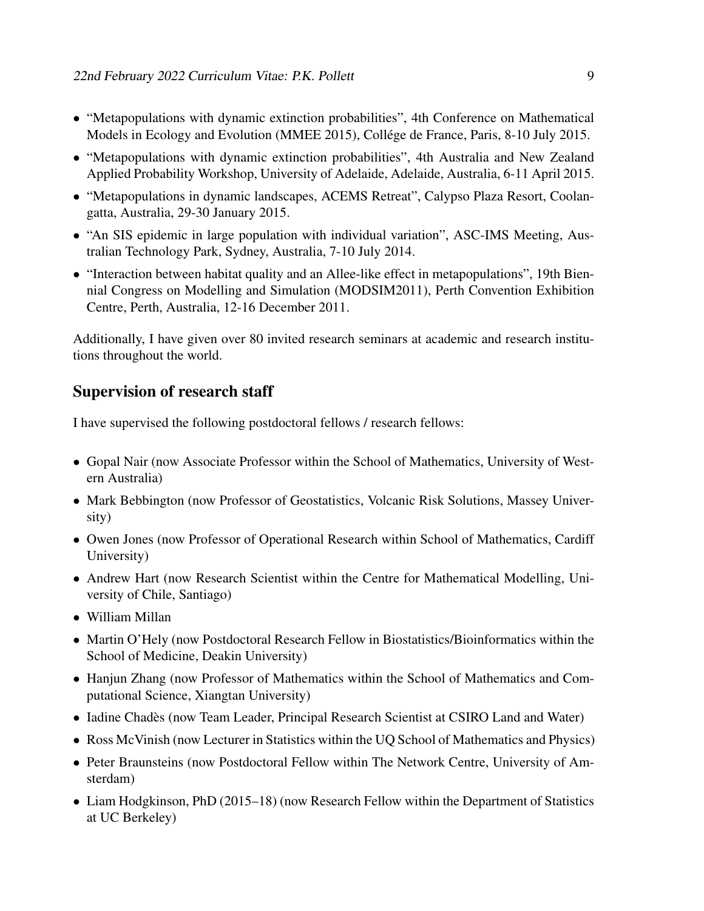- “Metapopulations with dynamic extinction probabilities”, 4th Conference on Mathematical Models in Ecology and Evolution (MMEE 2015), Collége de France, Paris, 8-10 July 2015.
- “Metapopulations with dynamic extinction probabilities”, 4th Australia and New Zealand Applied Probability Workshop, University of Adelaide, Adelaide, Australia, 6-11 April 2015.
- “Metapopulations in dynamic landscapes, ACEMS Retreat”, Calypso Plaza Resort, Coolangatta, Australia, 29-30 January 2015.
- “An SIS epidemic in large population with individual variation”, ASC-IMS Meeting, Australian Technology Park, Sydney, Australia, 7-10 July 2014.
- “Interaction between habitat quality and an Allee-like effect in metapopulations”, 19th Biennial Congress on Modelling and Simulation (MODSIM2011), Perth Convention Exhibition Centre, Perth, Australia, 12-16 December 2011.

Additionally, I have given over 80 invited research seminars at academic and research institutions throughout the world.

## Supervision of research staff

I have supervised the following postdoctoral fellows / research fellows:

- Gopal Nair (now Associate Professor within the School of Mathematics, University of Western Australia)
- Mark Bebbington (now Professor of Geostatistics, Volcanic Risk Solutions, Massey University)
- Owen Jones (now Professor of Operational Research within School of Mathematics, Cardiff University)
- Andrew Hart (now Research Scientist within the Centre for Mathematical Modelling, University of Chile, Santiago)
- William Millan
- Martin O’Hely (now Postdoctoral Research Fellow in Biostatistics/Bioinformatics within the School of Medicine, Deakin University)
- Hanjun Zhang (now Professor of Mathematics within the School of Mathematics and Computational Science, Xiangtan University)
- Iadine Chadès (now Team Leader, Principal Research Scientist at CSIRO Land and Water)
- Ross McVinish (now Lecturer in Statistics within the UQ School of Mathematics and Physics)
- Peter Braunsteins (now Postdoctoral Fellow within The Network Centre, University of Amsterdam)
- Liam Hodgkinson, PhD (2015–18) (now Research Fellow within the Department of Statistics at UC Berkeley)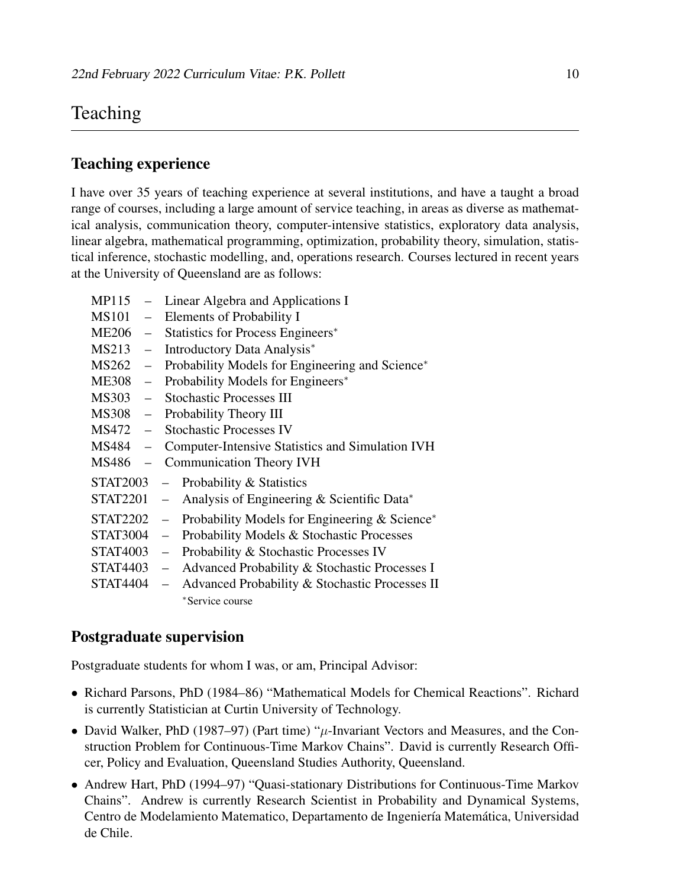# Teaching

## Teaching experience

I have over 35 years of teaching experience at several institutions, and have a taught a broad range of courses, including a large amount of service teaching, in areas as diverse as mathematical analysis, communication theory, computer-intensive statistics, exploratory data analysis, linear algebra, mathematical programming, optimization, probability theory, simulation, statistical inference, stochastic modelling, and, operations research. Courses lectured in recent years at the University of Queensland are as follows:

- MP115 – Linear Algebra and Applications I
- MS101 – Elements of Probability I
- ME206 – Statistics for Process Engineers*
- MS213 – Introductory Data Analysis*
- MS262 – Probability Models for Engineering and Science*
- ME308 – Probability Models for Engineers*
- MS303 – Stochastic Processes III
- MS308 – Probability Theory III
- MS472 – Stochastic Processes IV
- MS484 – Computer-Intensive Statistics and Simulation IVH
- MS486 – Communication Theory IVH
- STAT2003 – Probability & Statistics
- STAT2201 – Analysis of Engineering & Scientific Data*
- STAT2202 – Probability Models for Engineering & Science*
- STAT3004 – Probability Models & Stochastic Processes
- STAT4003 – Probability & Stochastic Processes IV
- STAT4403 – Advanced Probability & Stochastic Processes I
- STAT4404 – Advanced Probability & Stochastic Processes II

*Service course

## Postgraduate supervision

Postgraduate students for whom I was, or am, Principal Advisor:

- Richard Parsons, PhD (1984–86) "Mathematical Models for Chemical Reactions". Richard is currently Statistician at Curtin University of Technology.
- David Walker, PhD (1987–97) (Part time) "$\mu$-Invariant Vectors and Measures, and the Construction Problem for Continuous-Time Markov Chains". David is currently Research Officer, Policy and Evaluation, Queensland Studies Authority, Queensland.
- Andrew Hart, PhD (1994–97) "Quasi-stationary Distributions for Continuous-Time Markov Chains". Andrew is currently Research Scientist in Probability and Dynamical Systems, Centro de Modelamiento Matematico, Departamento de Ingeniería Matemática, Universidad de Chile.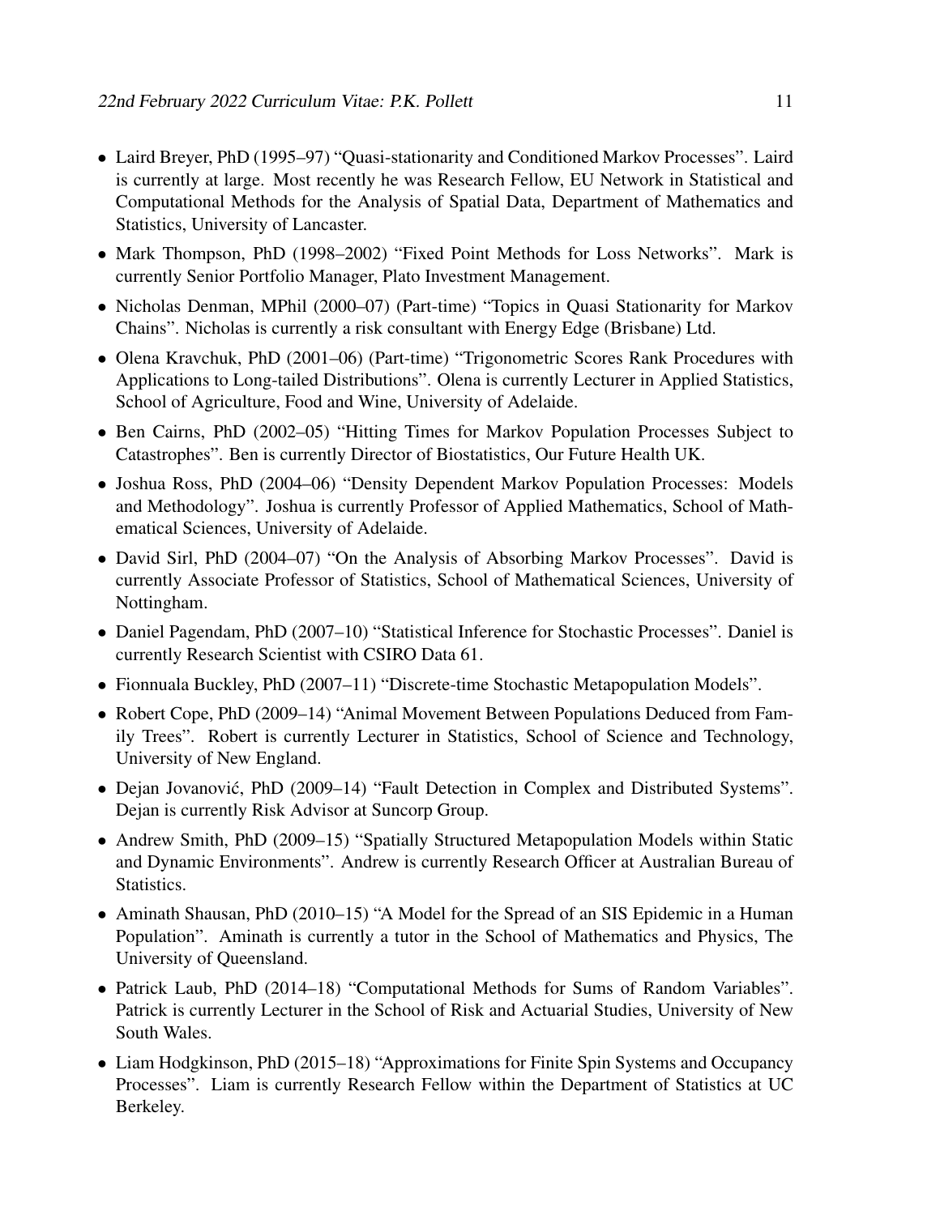- Laird Breyer, PhD (1995–97) "Quasi-stationarity and Conditioned Markov Processes". Laird is currently at large. Most recently he was Research Fellow, EU Network in Statistical and Computational Methods for the Analysis of Spatial Data, Department of Mathematics and Statistics, University of Lancaster.
- Mark Thompson, PhD (1998–2002) "Fixed Point Methods for Loss Networks". Mark is currently Senior Portfolio Manager, Plato Investment Management.
- Nicholas Denman, MPhil (2000–07) (Part-time) "Topics in Quasi Stationarity for Markov Chains". Nicholas is currently a risk consultant with Energy Edge (Brisbane) Ltd.
- Olena Kravchuk, PhD (2001–06) (Part-time) "Trigonometric Scores Rank Procedures with Applications to Long-tailed Distributions". Olena is currently Lecturer in Applied Statistics, School of Agriculture, Food and Wine, University of Adelaide.
- Ben Cairns, PhD (2002–05) "Hitting Times for Markov Population Processes Subject to Catastrophes". Ben is currently Director of Biostatistics, Our Future Health UK.
- Joshua Ross, PhD (2004–06) "Density Dependent Markov Population Processes: Models and Methodology". Joshua is currently Professor of Applied Mathematics, School of Mathematical Sciences, University of Adelaide.
- David Sirl, PhD (2004–07) "On the Analysis of Absorbing Markov Processes". David is currently Associate Professor of Statistics, School of Mathematical Sciences, University of Nottingham.
- Daniel Pagendam, PhD (2007–10) "Statistical Inference for Stochastic Processes". Daniel is currently Research Scientist with CSIRO Data 61.
- Fionnuala Buckley, PhD (2007–11) "Discrete-time Stochastic Metapopulation Models".
- Robert Cope, PhD (2009–14) "Animal Movement Between Populations Deduced from Family Trees". Robert is currently Lecturer in Statistics, School of Science and Technology, University of New England.
- Dejan Jovanović, PhD (2009–14) "Fault Detection in Complex and Distributed Systems". Dejan is currently Risk Advisor at Suncorp Group.
- Andrew Smith, PhD (2009–15) "Spatially Structured Metapopulation Models within Static and Dynamic Environments". Andrew is currently Research Officer at Australian Bureau of Statistics.
- Aminath Shausan, PhD (2010–15) "A Model for the Spread of an SIS Epidemic in a Human Population". Aminath is currently a tutor in the School of Mathematics and Physics, The University of Queensland.
- Patrick Laub, PhD (2014–18) "Computational Methods for Sums of Random Variables". Patrick is currently Lecturer in the School of Risk and Actuarial Studies, University of New South Wales.
- Liam Hodgkinson, PhD (2015–18) "Approximations for Finite Spin Systems and Occupancy Processes". Liam is currently Research Fellow within the Department of Statistics at UC Berkeley.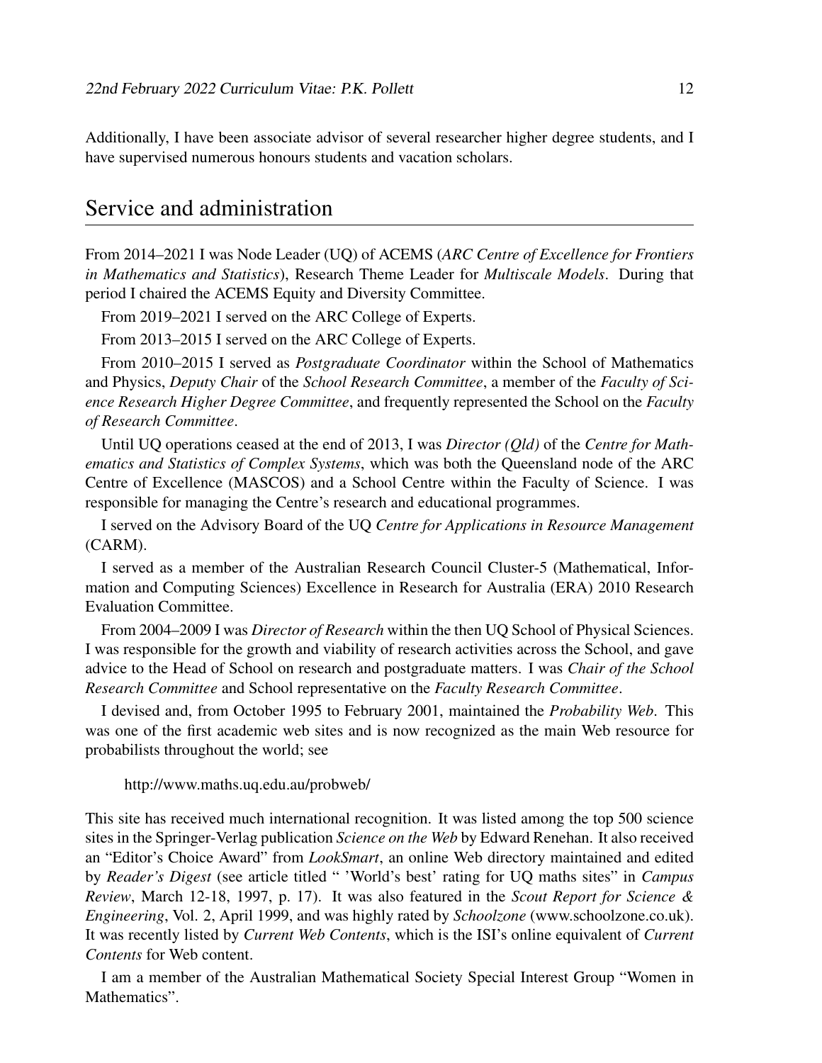Additionally, I have been associate advisor of several researcher higher degree students, and I have supervised numerous honours students and vacation scholars.

## Service and administration

From 2014–2021 I was Node Leader (UQ) of ACEMS (*ARC Centre of Excellence for Frontiers in Mathematics and Statistics*), Research Theme Leader for *Multiscale Models*. During that period I chaired the ACEMS Equity and Diversity Committee.

From 2019–2021 I served on the ARC College of Experts.

From 2013–2015 I served on the ARC College of Experts.

From 2010–2015 I served as *Postgraduate Coordinator* within the School of Mathematics and Physics, *Deputy Chair* of the *School Research Committee*, a member of the *Faculty of Science Research Higher Degree Committee*, and frequently represented the School on the *Faculty of Research Committee*.

Until UQ operations ceased at the end of 2013, I was *Director (Qld)* of the *Centre for Mathematics and Statistics of Complex Systems*, which was both the Queensland node of the ARC Centre of Excellence (MASCOS) and a School Centre within the Faculty of Science. I was responsible for managing the Centre's research and educational programmes.

I served on the Advisory Board of the UQ *Centre for Applications in Resource Management* (CARM).

I served as a member of the Australian Research Council Cluster-5 (Mathematical, Information and Computing Sciences) Excellence in Research for Australia (ERA) 2010 Research Evaluation Committee.

From 2004–2009 I was *Director of Research* within the then UQ School of Physical Sciences. I was responsible for the growth and viability of research activities across the School, and gave advice to the Head of School on research and postgraduate matters. I was *Chair of the School Research Committee* and School representative on the *Faculty Research Committee*.

I devised and, from October 1995 to February 2001, maintained the *Probability Web*. This was one of the first academic web sites and is now recognized as the main Web resource for probabilists throughout the world; see

http://www.maths.uq.edu.au/probweb/

This site has received much international recognition. It was listed among the top 500 science sites in the Springer-Verlag publication *Science on the Web* by Edward Renehan. It also received an "Editor's Choice Award" from *LookSmart*, an online Web directory maintained and edited by *Reader's Digest* (see article titled " 'World's best' rating for UQ maths sites" in *Campus Review*, March 12-18, 1997, p. 17). It was also featured in the *Scout Report for Science & Engineering*, Vol. 2, April 1999, and was highly rated by *Schoolzone* (www.schoolzone.co.uk). It was recently listed by *Current Web Contents*, which is the ISI's online equivalent of *Current Contents* for Web content.

I am a member of the Australian Mathematical Society Special Interest Group "Women in Mathematics".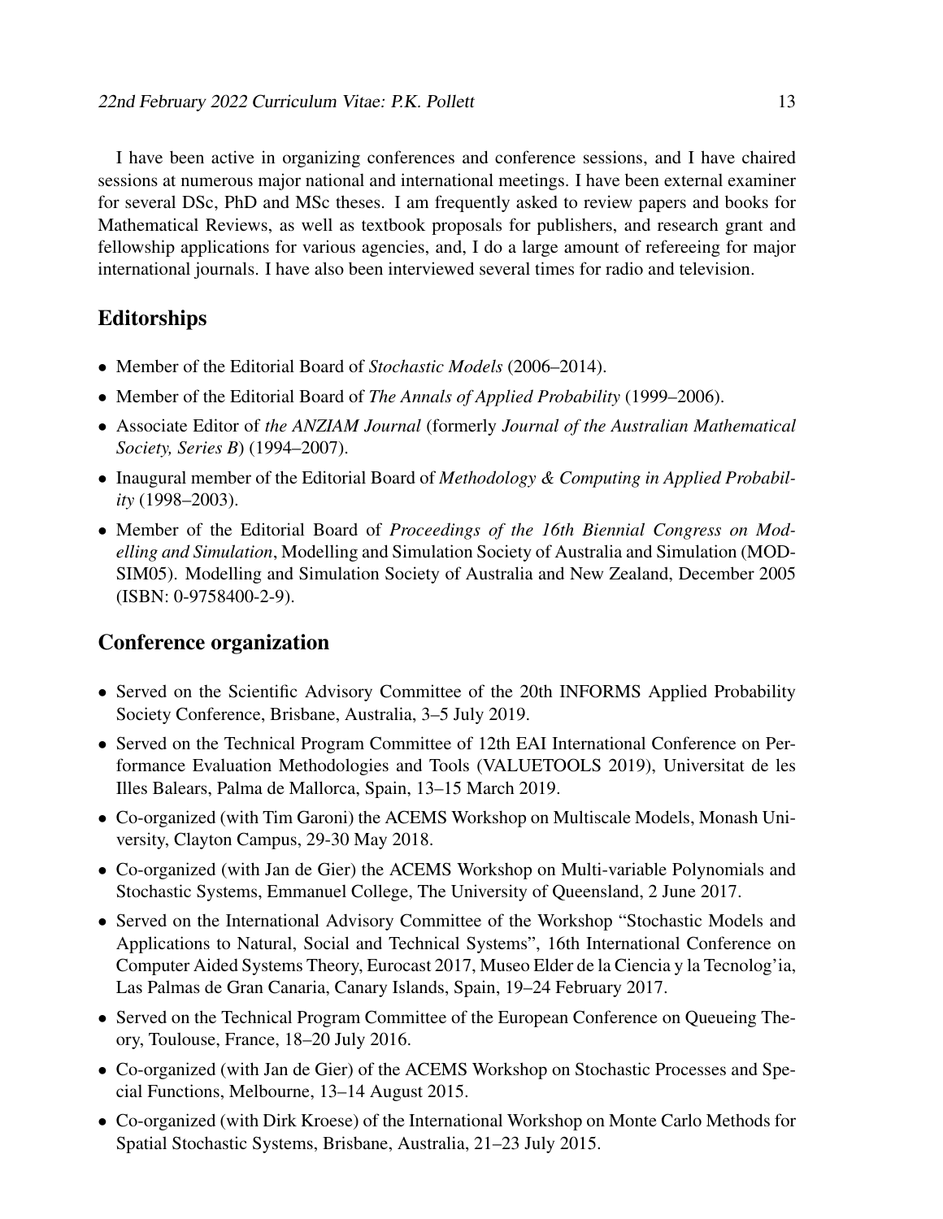I have been active in organizing conferences and conference sessions, and I have chaired sessions at numerous major national and international meetings. I have been external examiner for several DSc, PhD and MSc theses. I am frequently asked to review papers and books for Mathematical Reviews, as well as textbook proposals for publishers, and research grant and fellowship applications for various agencies, and, I do a large amount of refereeing for major international journals. I have also been interviewed several times for radio and television.

## Editorships

- Member of the Editorial Board of *Stochastic Models* (2006–2014).
- Member of the Editorial Board of *The Annals of Applied Probability* (1999–2006).
- Associate Editor of *the ANZIAM Journal* (formerly *Journal of the Australian Mathematical Society, Series B*) (1994–2007).
- Inaugural member of the Editorial Board of *Methodology & Computing in Applied Probability* (1998–2003).
- Member of the Editorial Board of *Proceedings of the 16th Biennial Congress on Modelling and Simulation*, Modelling and Simulation Society of Australia and Simulation (MODSIM05). Modelling and Simulation Society of Australia and New Zealand, December 2005 (ISBN: 0-9758400-2-9).

## Conference organization

- Served on the Scientific Advisory Committee of the 20th INFORMS Applied Probability Society Conference, Brisbane, Australia, 3–5 July 2019.
- Served on the Technical Program Committee of 12th EAI International Conference on Performance Evaluation Methodologies and Tools (VALUETOOLS 2019), Universitat de les Illes Balears, Palma de Mallorca, Spain, 13–15 March 2019.
- Co-organized (with Tim Garoni) the ACEMS Workshop on Multiscale Models, Monash University, Clayton Campus, 29-30 May 2018.
- Co-organized (with Jan de Gier) the ACEMS Workshop on Multi-variable Polynomials and Stochastic Systems, Emmanuel College, The University of Queensland, 2 June 2017.
- Served on the International Advisory Committee of the Workshop "Stochastic Models and Applications to Natural, Social and Technical Systems", 16th International Conference on Computer Aided Systems Theory, Eurocast 2017, Museo Elder de la Ciencia y la Tecnolog'ia, Las Palmas de Gran Canaria, Canary Islands, Spain, 19–24 February 2017.
- Served on the Technical Program Committee of the European Conference on Queueing Theory, Toulouse, France, 18–20 July 2016.
- Co-organized (with Jan de Gier) of the ACEMS Workshop on Stochastic Processes and Special Functions, Melbourne, 13–14 August 2015.
- Co-organized (with Dirk Kroese) of the International Workshop on Monte Carlo Methods for Spatial Stochastic Systems, Brisbane, Australia, 21–23 July 2015.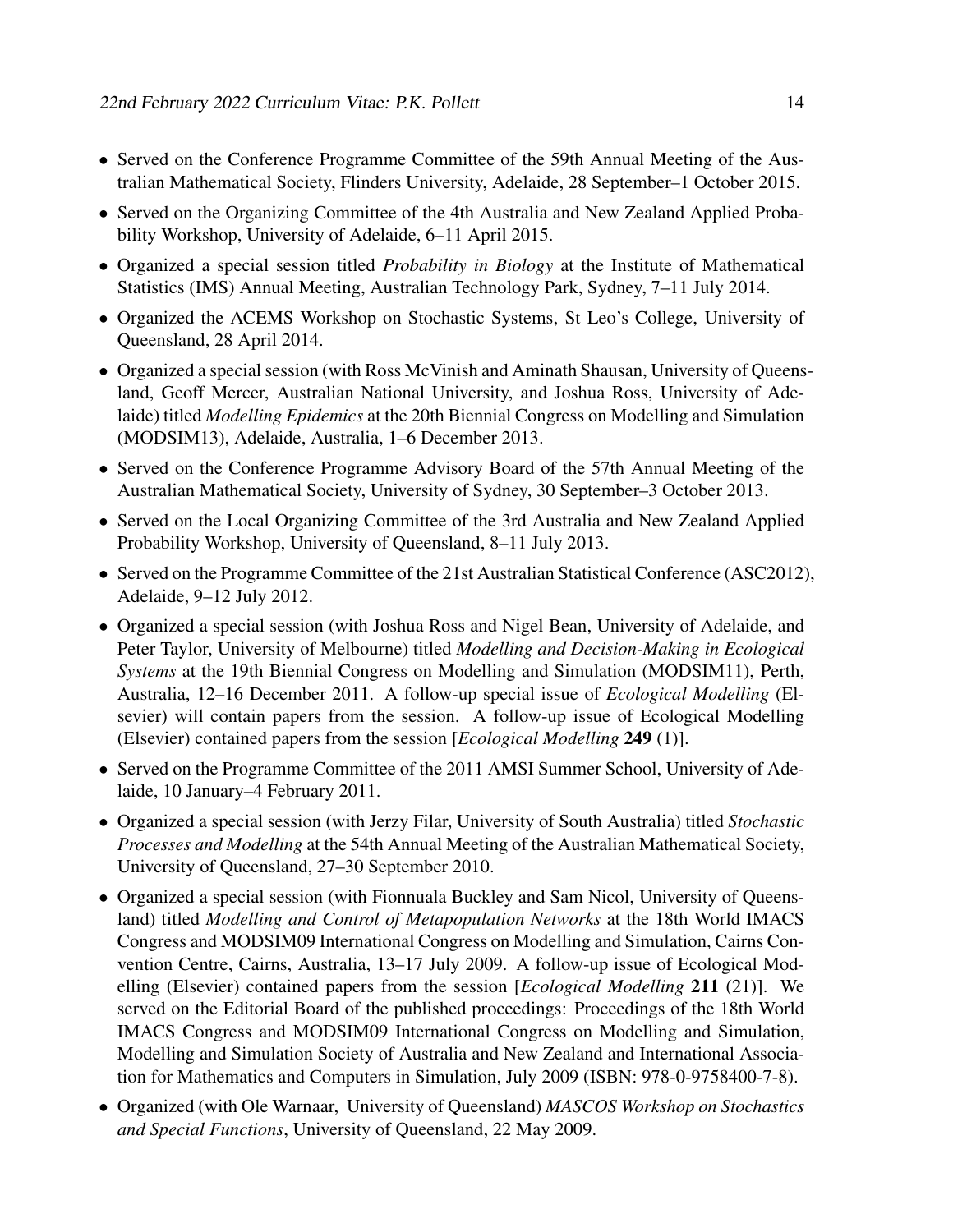- Served on the Conference Programme Committee of the 59th Annual Meeting of the Australian Mathematical Society, Flinders University, Adelaide, 28 September–1 October 2015.
- Served on the Organizing Committee of the 4th Australia and New Zealand Applied Probability Workshop, University of Adelaide, 6–11 April 2015.
- Organized a special session titled *Probability in Biology* at the Institute of Mathematical Statistics (IMS) Annual Meeting, Australian Technology Park, Sydney, 7–11 July 2014.
- Organized the ACEMS Workshop on Stochastic Systems, St Leo's College, University of Queensland, 28 April 2014.
- Organized a special session (with Ross McVinish and Aminath Shausan, University of Queensland, Geoff Mercer, Australian National University, and Joshua Ross, University of Adelaide) titled *Modelling Epidemics* at the 20th Biennial Congress on Modelling and Simulation (MODSIM13), Adelaide, Australia, 1–6 December 2013.
- Served on the Conference Programme Advisory Board of the 57th Annual Meeting of the Australian Mathematical Society, University of Sydney, 30 September–3 October 2013.
- Served on the Local Organizing Committee of the 3rd Australia and New Zealand Applied Probability Workshop, University of Queensland, 8–11 July 2013.
- Served on the Programme Committee of the 21st Australian Statistical Conference (ASC2012), Adelaide, 9–12 July 2012.
- Organized a special session (with Joshua Ross and Nigel Bean, University of Adelaide, and Peter Taylor, University of Melbourne) titled *Modelling and Decision-Making in Ecological Systems* at the 19th Biennial Congress on Modelling and Simulation (MODSIM11), Perth, Australia, 12–16 December 2011. A follow-up special issue of *Ecological Modelling* (Elsevier) will contain papers from the session. A follow-up issue of Ecological Modelling (Elsevier) contained papers from the session [*Ecological Modelling* **249** (1)].
- Served on the Programme Committee of the 2011 AMSI Summer School, University of Adelaide, 10 January–4 February 2011.
- Organized a special session (with Jerzy Filar, University of South Australia) titled *Stochastic Processes and Modelling* at the 54th Annual Meeting of the Australian Mathematical Society, University of Queensland, 27–30 September 2010.
- Organized a special session (with Fionnuala Buckley and Sam Nicol, University of Queensland) titled *Modelling and Control of Metapopulation Networks* at the 18th World IMACS Congress and MODSIM09 International Congress on Modelling and Simulation, Cairns Convention Centre, Cairns, Australia, 13–17 July 2009. A follow-up issue of Ecological Modelling (Elsevier) contained papers from the session [*Ecological Modelling* **211** (21)]. We served on the Editorial Board of the published proceedings: Proceedings of the 18th World IMACS Congress and MODSIM09 International Congress on Modelling and Simulation, Modelling and Simulation Society of Australia and New Zealand and International Association for Mathematics and Computers in Simulation, July 2009 (ISBN: 978-0-9758400-7-8).
- Organized (with Ole Warnaar, University of Queensland) *MASCOS Workshop on Stochastics and Special Functions*, University of Queensland, 22 May 2009.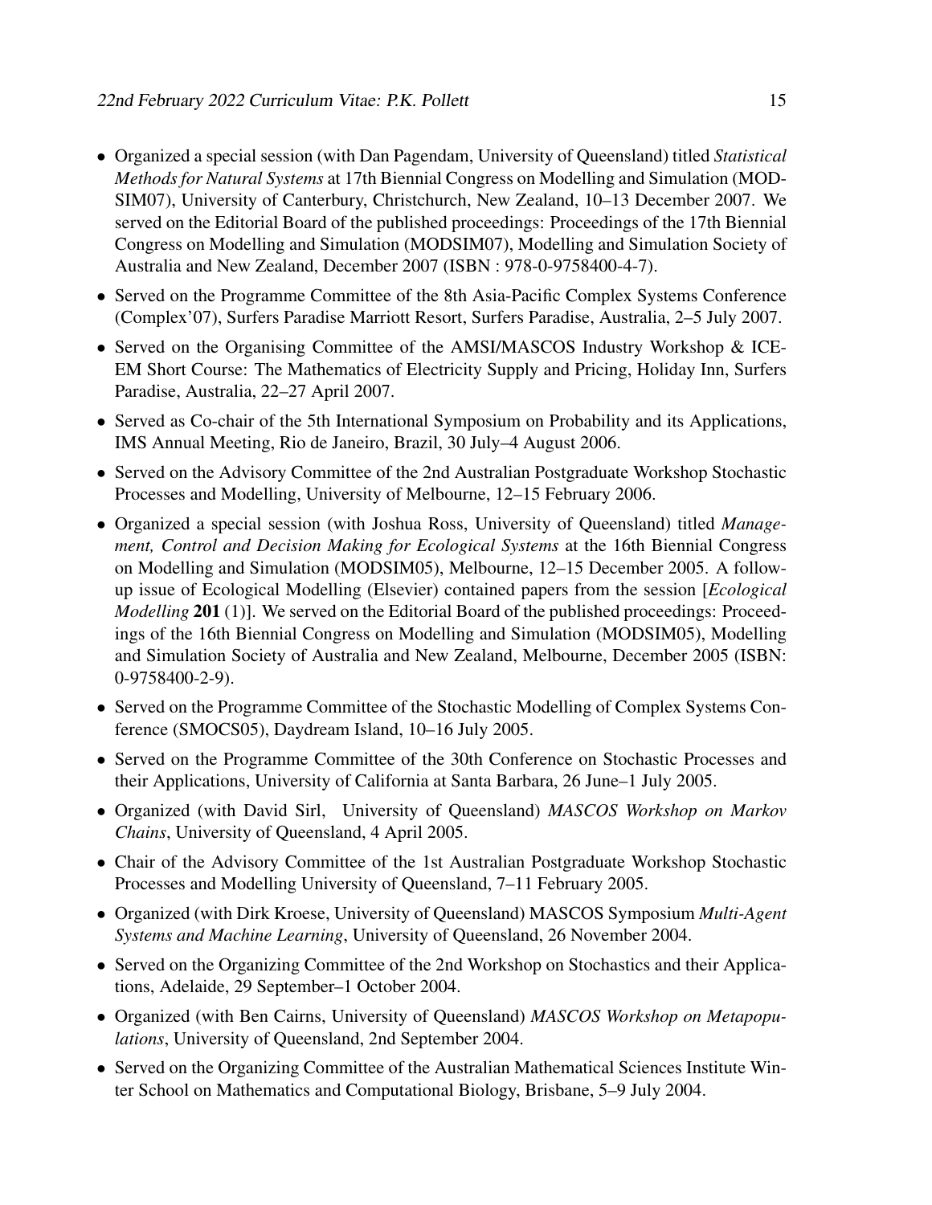- Organized a special session (with Dan Pagendam, University of Queensland) titled *Statistical Methods for Natural Systems* at 17th Biennial Congress on Modelling and Simulation (MODSIM07), University of Canterbury, Christchurch, New Zealand, 10–13 December 2007. We served on the Editorial Board of the published proceedings: Proceedings of the 17th Biennial Congress on Modelling and Simulation (MODSIM07), Modelling and Simulation Society of Australia and New Zealand, December 2007 (ISBN : 978-0-9758400-4-7).
- Served on the Programme Committee of the 8th Asia-Pacific Complex Systems Conference (Complex'07), Surfers Paradise Marriott Resort, Surfers Paradise, Australia, 2–5 July 2007.
- Served on the Organising Committee of the AMSI/MASCOS Industry Workshop & ICE-EM Short Course: The Mathematics of Electricity Supply and Pricing, Holiday Inn, Surfers Paradise, Australia, 22–27 April 2007.
- Served as Co-chair of the 5th International Symposium on Probability and its Applications, IMS Annual Meeting, Rio de Janeiro, Brazil, 30 July–4 August 2006.
- Served on the Advisory Committee of the 2nd Australian Postgraduate Workshop Stochastic Processes and Modelling, University of Melbourne, 12–15 February 2006.
- Organized a special session (with Joshua Ross, University of Queensland) titled *Management, Control and Decision Making for Ecological Systems* at the 16th Biennial Congress on Modelling and Simulation (MODSIM05), Melbourne, 12–15 December 2005. A follow-up issue of Ecological Modelling (Elsevier) contained papers from the session [*Ecological Modelling* **201** (1)]. We served on the Editorial Board of the published proceedings: Proceedings of the 16th Biennial Congress on Modelling and Simulation (MODSIM05), Modelling and Simulation Society of Australia and New Zealand, Melbourne, December 2005 (ISBN: 0-9758400-2-9).
- Served on the Programme Committee of the Stochastic Modelling of Complex Systems Conference (SMOCS05), Daydream Island, 10–16 July 2005.
- Served on the Programme Committee of the 30th Conference on Stochastic Processes and their Applications, University of California at Santa Barbara, 26 June–1 July 2005.
- Organized (with David Sirl, University of Queensland) *MASCOS Workshop on Markov Chains*, University of Queensland, 4 April 2005.
- Chair of the Advisory Committee of the 1st Australian Postgraduate Workshop Stochastic Processes and Modelling University of Queensland, 7–11 February 2005.
- Organized (with Dirk Kroese, University of Queensland) MASCOS Symposium *Multi-Agent Systems and Machine Learning*, University of Queensland, 26 November 2004.
- Served on the Organizing Committee of the 2nd Workshop on Stochastics and their Applications, Adelaide, 29 September–1 October 2004.
- Organized (with Ben Cairns, University of Queensland) *MASCOS Workshop on Metapopulations*, University of Queensland, 2nd September 2004.
- Served on the Organizing Committee of the Australian Mathematical Sciences Institute Winter School on Mathematics and Computational Biology, Brisbane, 5–9 July 2004.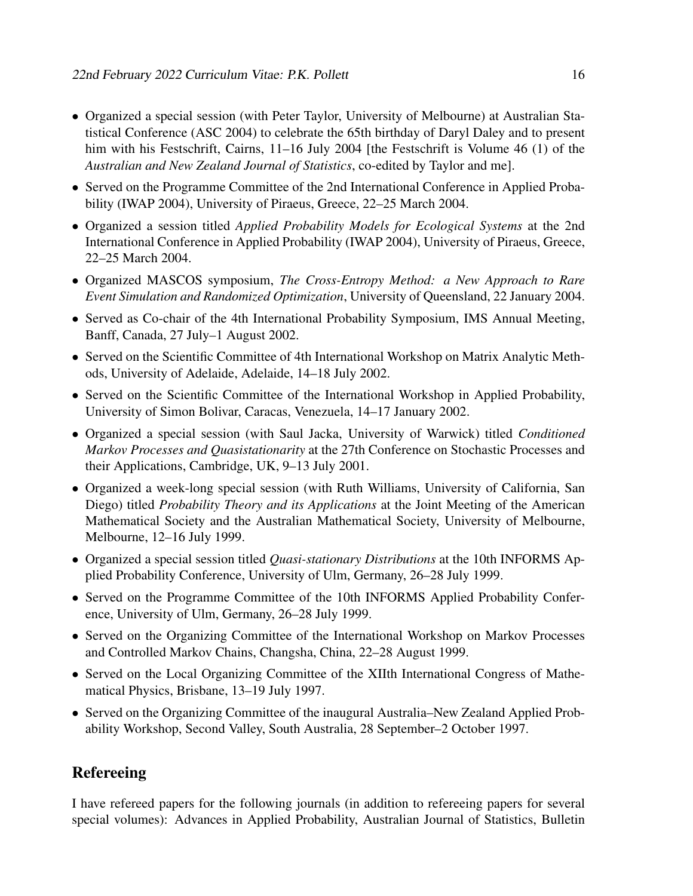- Organized a special session (with Peter Taylor, University of Melbourne) at Australian Statistical Conference (ASC 2004) to celebrate the 65th birthday of Daryl Daley and to present him with his Festschrift, Cairns, 11–16 July 2004 [the Festschrift is Volume 46 (1) of the *Australian and New Zealand Journal of Statistics*, co-edited by Taylor and me].
- Served on the Programme Committee of the 2nd International Conference in Applied Probability (IWAP 2004), University of Piraeus, Greece, 22–25 March 2004.
- Organized a session titled *Applied Probability Models for Ecological Systems* at the 2nd International Conference in Applied Probability (IWAP 2004), University of Piraeus, Greece, 22–25 March 2004.
- Organized MASCOS symposium, *The Cross-Entropy Method: a New Approach to Rare Event Simulation and Randomized Optimization*, University of Queensland, 22 January 2004.
- Served as Co-chair of the 4th International Probability Symposium, IMS Annual Meeting, Banff, Canada, 27 July–1 August 2002.
- Served on the Scientific Committee of 4th International Workshop on Matrix Analytic Methods, University of Adelaide, Adelaide, 14–18 July 2002.
- Served on the Scientific Committee of the International Workshop in Applied Probability, University of Simon Bolivar, Caracas, Venezuela, 14–17 January 2002.
- Organized a special session (with Saul Jacka, University of Warwick) titled *Conditioned Markov Processes and Quasistationarity* at the 27th Conference on Stochastic Processes and their Applications, Cambridge, UK, 9–13 July 2001.
- Organized a week-long special session (with Ruth Williams, University of California, San Diego) titled *Probability Theory and its Applications* at the Joint Meeting of the American Mathematical Society and the Australian Mathematical Society, University of Melbourne, Melbourne, 12–16 July 1999.
- Organized a special session titled *Quasi-stationary Distributions* at the 10th INFORMS Applied Probability Conference, University of Ulm, Germany, 26–28 July 1999.
- Served on the Programme Committee of the 10th INFORMS Applied Probability Conference, University of Ulm, Germany, 26–28 July 1999.
- Served on the Organizing Committee of the International Workshop on Markov Processes and Controlled Markov Chains, Changsha, China, 22–28 August 1999.
- Served on the Local Organizing Committee of the XIIth International Congress of Mathematical Physics, Brisbane, 13–19 July 1997.
- Served on the Organizing Committee of the inaugural Australia–New Zealand Applied Probability Workshop, Second Valley, South Australia, 28 September–2 October 1997.

## Refereeing

I have refereed papers for the following journals (in addition to refereeing papers for several special volumes): Advances in Applied Probability, Australian Journal of Statistics, Bulletin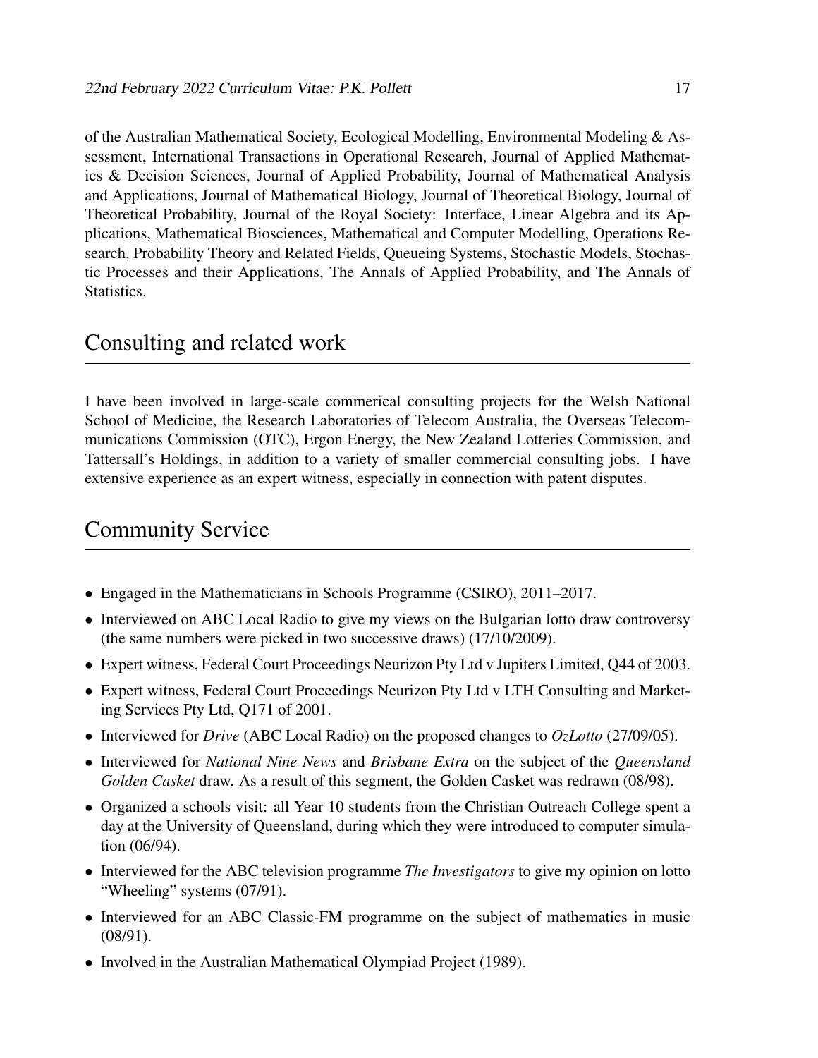of the Australian Mathematical Society, Ecological Modelling, Environmental Modeling & Assessment, International Transactions in Operational Research, Journal of Applied Mathematics & Decision Sciences, Journal of Applied Probability, Journal of Mathematical Analysis and Applications, Journal of Mathematical Biology, Journal of Theoretical Biology, Journal of Theoretical Probability, Journal of the Royal Society: Interface, Linear Algebra and its Applications, Mathematical Biosciences, Mathematical and Computer Modelling, Operations Research, Probability Theory and Related Fields, Queueing Systems, Stochastic Models, Stochastic Processes and their Applications, The Annals of Applied Probability, and The Annals of Statistics.

# Consulting and related work

I have been involved in large-scale commerical consulting projects for the Welsh National School of Medicine, the Research Laboratories of Telecom Australia, the Overseas Telecommunications Commission (OTC), Ergon Energy, the New Zealand Lotteries Commission, and Tattersall's Holdings, in addition to a variety of smaller commercial consulting jobs. I have extensive experience as an expert witness, especially in connection with patent disputes.

# Community Service

- Engaged in the Mathematicians in Schools Programme (CSIRO), 2011–2017.
- Interviewed on ABC Local Radio to give my views on the Bulgarian lotto draw controversy (the same numbers were picked in two successive draws) (17/10/2009).
- Expert witness, Federal Court Proceedings Neurizon Pty Ltd v Jupiters Limited, Q44 of 2003.
- Expert witness, Federal Court Proceedings Neurizon Pty Ltd v LTH Consulting and Marketing Services Pty Ltd, Q171 of 2001.
- Interviewed for *Drive* (ABC Local Radio) on the proposed changes to *OzLotto* (27/09/05).
- Interviewed for *National Nine News* and *Brisbane Extra* on the subject of the *Queensland Golden Casket* draw. As a result of this segment, the Golden Casket was redrawn (08/98).
- Organized a schools visit: all Year 10 students from the Christian Outreach College spent a day at the University of Queensland, during which they were introduced to computer simulation (06/94).
- Interviewed for the ABC television programme *The Investigators* to give my opinion on lotto "Wheeling" systems (07/91).
- Interviewed for an ABC Classic-FM programme on the subject of mathematics in music (08/91).
- Involved in the Australian Mathematical Olympiad Project (1989).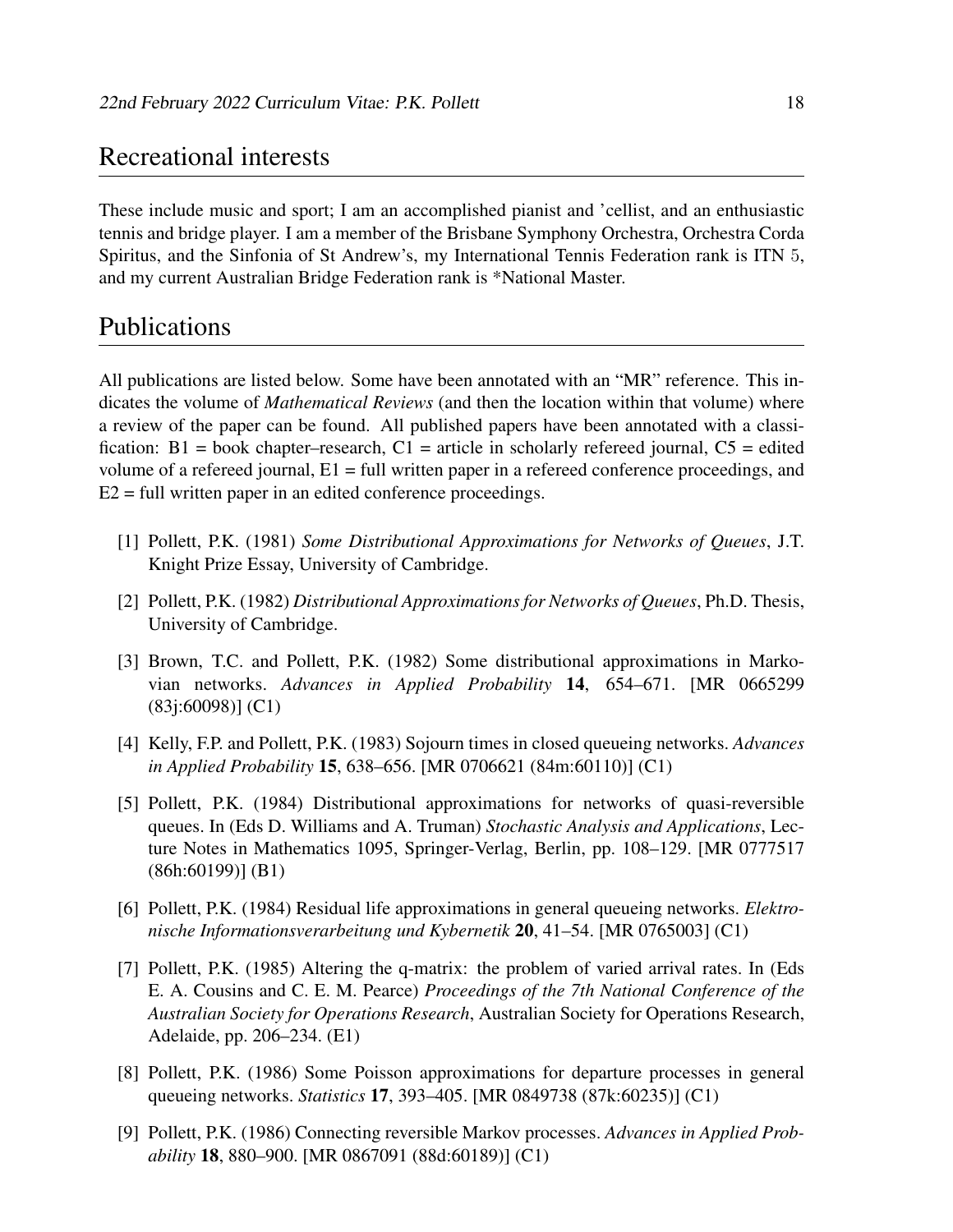## Recreational interests

These include music and sport; I am an accomplished pianist and 'cellist, and an enthusiastic tennis and bridge player. I am a member of the Brisbane Symphony Orchestra, Orchestra Corda Spiritus, and the Sinfonia of St Andrew's, my International Tennis Federation rank is ITN 5, and my current Australian Bridge Federation rank is *National Master.

## Publications

All publications are listed below. Some have been annotated with an "MR" reference. This indicates the volume of *Mathematical Reviews* (and then the location within that volume) where a review of the paper can be found. All published papers have been annotated with a classification: B1 = book chapter–research, C1 = article in scholarly refereed journal, C5 = edited volume of a refereed journal, E1 = full written paper in a refereed conference proceedings, and E2 = full written paper in an edited conference proceedings.

[1] Pollett, P.K. (1981) *Some Distributional Approximations for Networks of Queues*, J.T. Knight Prize Essay, University of Cambridge.

[2] Pollett, P.K. (1982) *Distributional Approximations for Networks of Queues*, Ph.D. Thesis, University of Cambridge.

[3] Brown, T.C. and Pollett, P.K. (1982) Some distributional approximations in Markovian networks. *Advances in Applied Probability* **14**, 654–671. [MR 0665299 (83j:60098)] (C1)

[4] Kelly, F.P. and Pollett, P.K. (1983) Sojourn times in closed queueing networks. *Advances in Applied Probability* **15**, 638–656. [MR 0706621 (84m:60110)] (C1)

[5] Pollett, P.K. (1984) Distributional approximations for networks of quasi-reversible queues. In (Eds D. Williams and A. Truman) *Stochastic Analysis and Applications*, Lecture Notes in Mathematics 1095, Springer-Verlag, Berlin, pp. 108–129. [MR 0777517 (86h:60199)] (B1)

[6] Pollett, P.K. (1984) Residual life approximations in general queueing networks. *Elektronische Informationsverarbeitung und Kybernetik* **20**, 41–54. [MR 0765003] (C1)

[7] Pollett, P.K. (1985) Altering the q-matrix: the problem of varied arrival rates. In (Eds E. A. Cousins and C. E. M. Pearce) *Proceedings of the 7th National Conference of the Australian Society for Operations Research*, Australian Society for Operations Research, Adelaide, pp. 206–234. (E1)

[8] Pollett, P.K. (1986) Some Poisson approximations for departure processes in general queueing networks. *Statistics* **17**, 393–405. [MR 0849738 (87k:60235)] (C1)

[9] Pollett, P.K. (1986) Connecting reversible Markov processes. *Advances in Applied Probability* **18**, 880–900. [MR 0867091 (88d:60189)] (C1)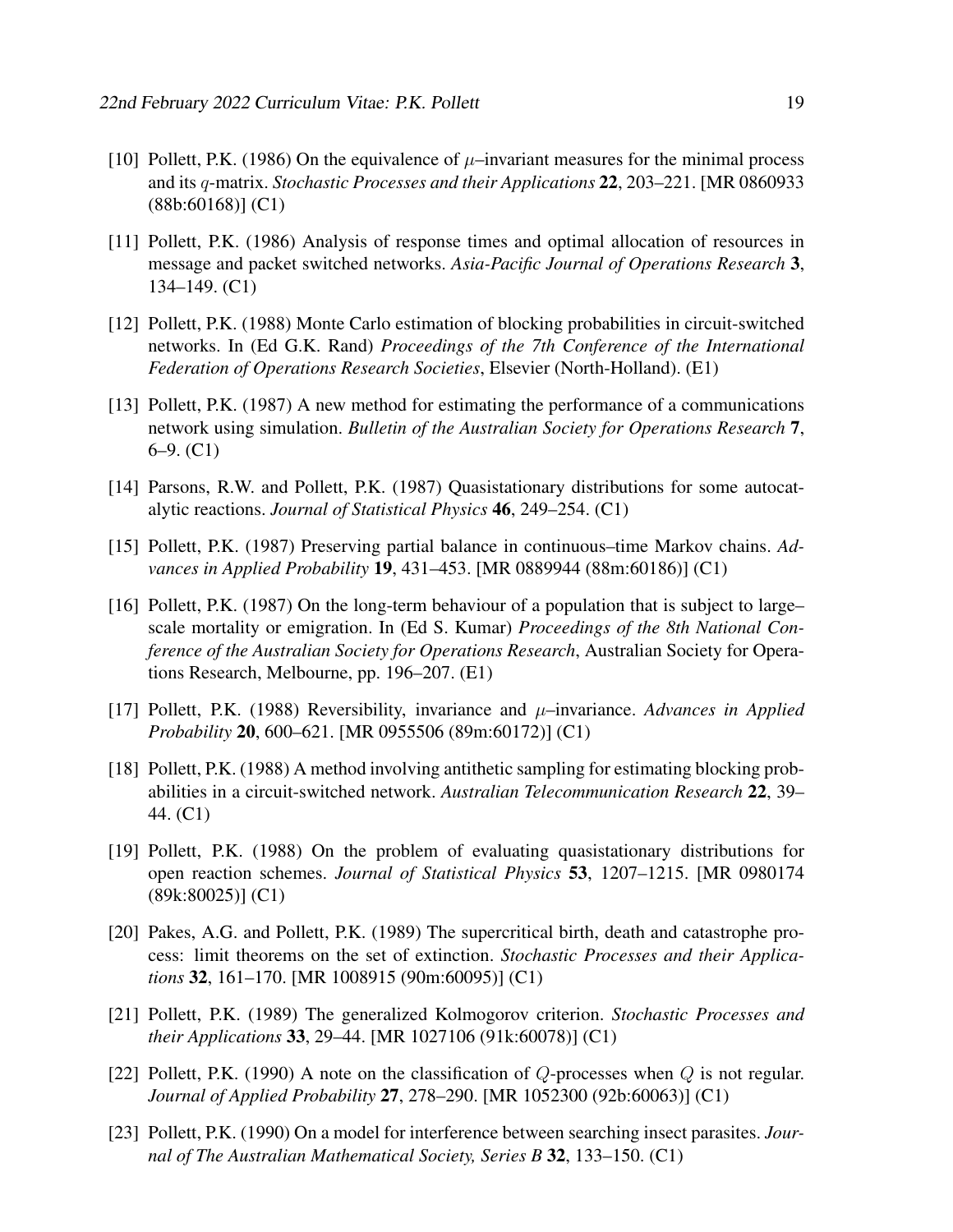[10] Pollett, P.K. (1986) On the equivalence of $\mu$–invariant measures for the minimal process and its $q$-matrix. *Stochastic Processes and their Applications* **22**, 203–221. [MR 0860933 (88b:60168)] (C1)

[11] Pollett, P.K. (1986) Analysis of response times and optimal allocation of resources in message and packet switched networks. *Asia-Pacific Journal of Operations Research* **3**, 134–149. (C1)

[12] Pollett, P.K. (1988) Monte Carlo estimation of blocking probabilities in circuit-switched networks. In (Ed G.K. Rand) *Proceedings of the 7th Conference of the International Federation of Operations Research Societies*, Elsevier (North-Holland). (E1)

[13] Pollett, P.K. (1987) A new method for estimating the performance of a communications network using simulation. *Bulletin of the Australian Society for Operations Research* **7**, 6–9. (C1)

[14] Parsons, R.W. and Pollett, P.K. (1987) Quasistationary distributions for some autocatalytic reactions. *Journal of Statistical Physics* **46**, 249–254. (C1)

[15] Pollett, P.K. (1987) Preserving partial balance in continuous–time Markov chains. *Advances in Applied Probability* **19**, 431–453. [MR 0889944 (88m:60186)] (C1)

[16] Pollett, P.K. (1987) On the long-term behaviour of a population that is subject to large–scale mortality or emigration. In (Ed S. Kumar) *Proceedings of the 8th National Conference of the Australian Society for Operations Research*, Australian Society for Operations Research, Melbourne, pp. 196–207. (E1)

[17] Pollett, P.K. (1988) Reversibility, invariance and $\mu$–invariance. *Advances in Applied Probability* **20**, 600–621. [MR 0955506 (89m:60172)] (C1)

[18] Pollett, P.K. (1988) A method involving antithetic sampling for estimating blocking probabilities in a circuit-switched network. *Australian Telecommunication Research* **22**, 39–44. (C1)

[19] Pollett, P.K. (1988) On the problem of evaluating quasistationary distributions for open reaction schemes. *Journal of Statistical Physics* **53**, 1207–1215. [MR 0980174 (89k:80025)] (C1)

[20] Pakes, A.G. and Pollett, P.K. (1989) The supercritical birth, death and catastrophe process: limit theorems on the set of extinction. *Stochastic Processes and their Applications* **32**, 161–170. [MR 1008915 (90m:60095)] (C1)

[21] Pollett, P.K. (1989) The generalized Kolmogorov criterion. *Stochastic Processes and their Applications* **33**, 29–44. [MR 1027106 (91k:60078)] (C1)

[22] Pollett, P.K. (1990) A note on the classification of $Q$-processes when $Q$ is not regular. *Journal of Applied Probability* **27**, 278–290. [MR 1052300 (92b:60063)] (C1)

[23] Pollett, P.K. (1990) On a model for interference between searching insect parasites. *Journal of The Australian Mathematical Society, Series B* **32**, 133–150. (C1)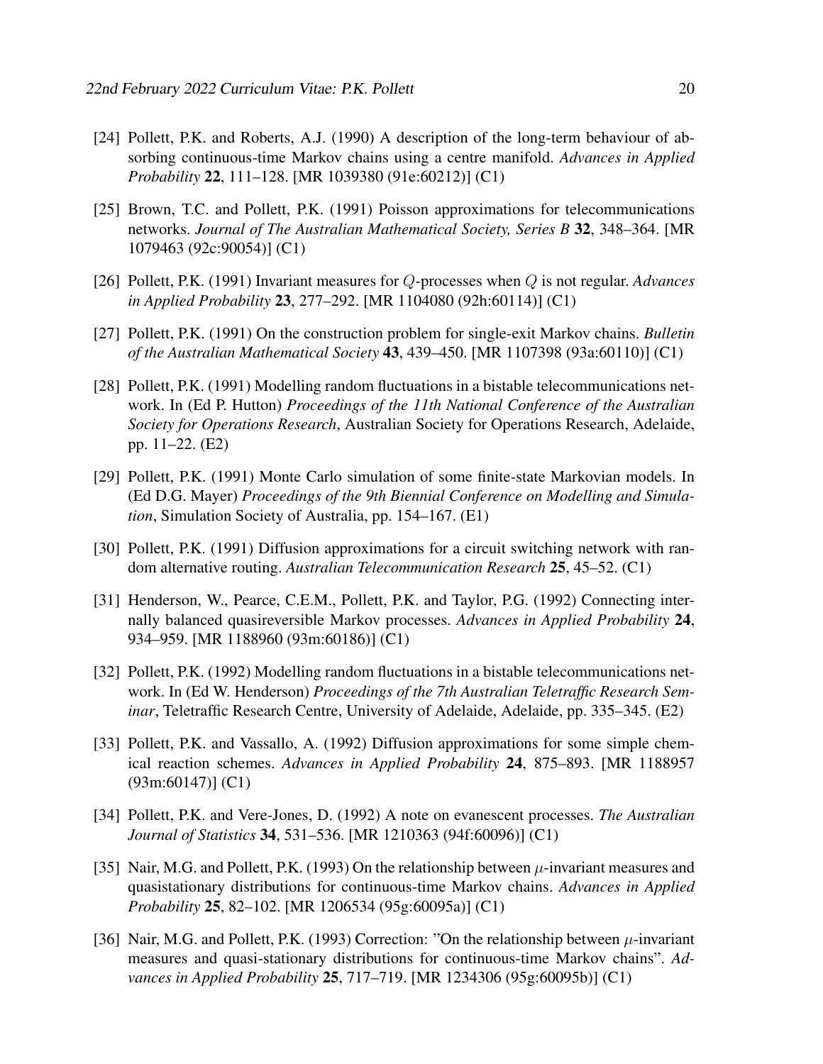[24] Pollett, P.K. and Roberts, A.J. (1990) A description of the long-term behaviour of absorbing continuous-time Markov chains using a centre manifold. *Advances in Applied Probability* **22**, 111–128. [MR 1039380 (91e:60212)] (C1)

[25] Brown, T.C. and Pollett, P.K. (1991) Poisson approximations for telecommunications networks. *Journal of The Australian Mathematical Society, Series B* **32**, 348–364. [MR 1079463 (92c:90054)] (C1)

[26] Pollett, P.K. (1991) Invariant measures for $Q$-processes when $Q$ is not regular. *Advances in Applied Probability* **23**, 277–292. [MR 1104080 (92h:60114)] (C1)

[27] Pollett, P.K. (1991) On the construction problem for single-exit Markov chains. *Bulletin of the Australian Mathematical Society* **43**, 439–450. [MR 1107398 (93a:60110)] (C1)

[28] Pollett, P.K. (1991) Modelling random fluctuations in a bistable telecommunications network. In (Ed P. Hutton) *Proceedings of the 11th National Conference of the Australian Society for Operations Research*, Australian Society for Operations Research, Adelaide, pp. 11–22. (E2)

[29] Pollett, P.K. (1991) Monte Carlo simulation of some finite-state Markovian models. In (Ed D.G. Mayer) *Proceedings of the 9th Biennial Conference on Modelling and Simulation*, Simulation Society of Australia, pp. 154–167. (E1)

[30] Pollett, P.K. (1991) Diffusion approximations for a circuit switching network with random alternative routing. *Australian Telecommunication Research* **25**, 45–52. (C1)

[31] Henderson, W., Pearce, C.E.M., Pollett, P.K. and Taylor, P.G. (1992) Connecting internally balanced quasireversible Markov processes. *Advances in Applied Probability* **24**, 934–959. [MR 1188960 (93m:60186)] (C1)

[32] Pollett, P.K. (1992) Modelling random fluctuations in a bistable telecommunications network. In (Ed W. Henderson) *Proceedings of the 7th Australian Teletraffic Research Seminar*, Teletraffic Research Centre, University of Adelaide, Adelaide, pp. 335–345. (E2)

[33] Pollett, P.K. and Vassallo, A. (1992) Diffusion approximations for some simple chemical reaction schemes. *Advances in Applied Probability* **24**, 875–893. [MR 1188957 (93m:60147)] (C1)

[34] Pollett, P.K. and Vere-Jones, D. (1992) A note on evanescent processes. *The Australian Journal of Statistics* **34**, 531–536. [MR 1210363 (94f:60096)] (C1)

[35] Nair, M.G. and Pollett, P.K. (1993) On the relationship between $\mu$-invariant measures and quasistationary distributions for continuous-time Markov chains. *Advances in Applied Probability* **25**, 82–102. [MR 1206534 (95g:60095a)] (C1)

[36] Nair, M.G. and Pollett, P.K. (1993) Correction: "On the relationship between $\mu$-invariant measures and quasi-stationary distributions for continuous-time Markov chains". *Advances in Applied Probability* **25**, 717–719. [MR 1234306 (95g:60095b)] (C1)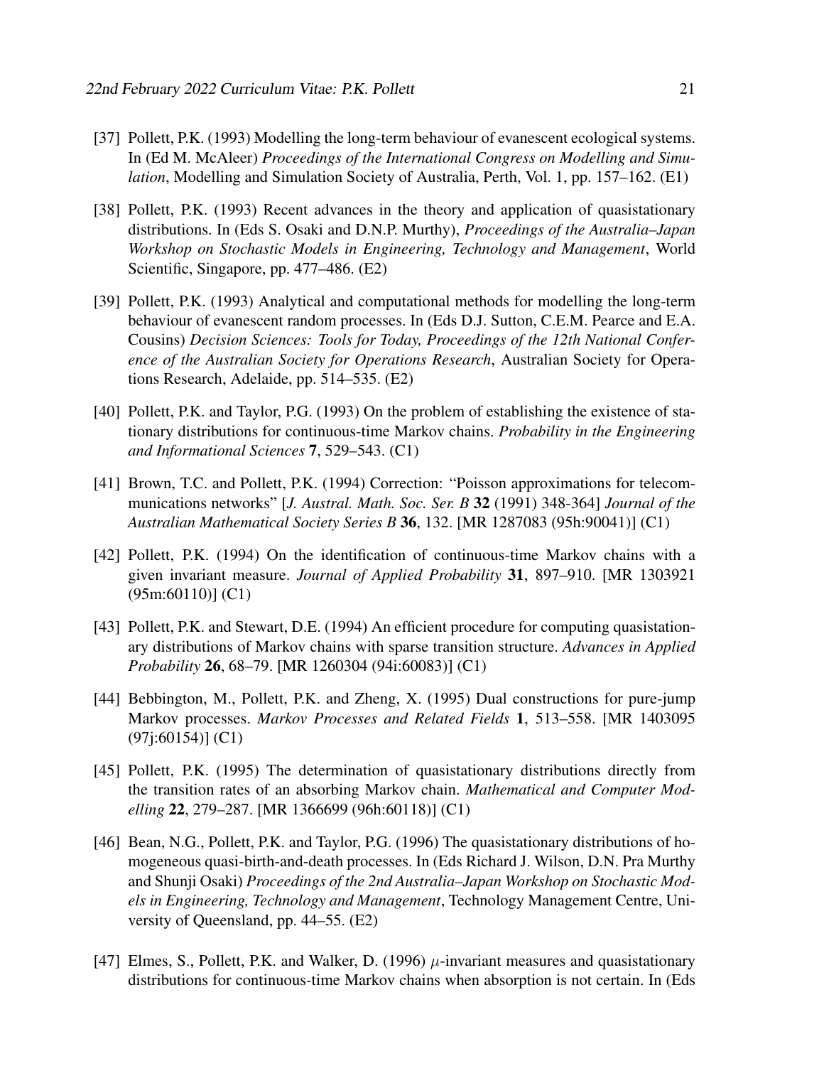[37] Pollett, P.K. (1993) Modelling the long-term behaviour of evanescent ecological systems. In (Ed M. McAleer) *Proceedings of the International Congress on Modelling and Simulation*, Modelling and Simulation Society of Australia, Perth, Vol. 1, pp. 157–162. (E1)

[38] Pollett, P.K. (1993) Recent advances in the theory and application of quasistationary distributions. In (Eds S. Osaki and D.N.P. Murthy), *Proceedings of the Australia–Japan Workshop on Stochastic Models in Engineering, Technology and Management*, World Scientific, Singapore, pp. 477–486. (E2)

[39] Pollett, P.K. (1993) Analytical and computational methods for modelling the long-term behaviour of evanescent random processes. In (Eds D.J. Sutton, C.E.M. Pearce and E.A. Cousins) *Decision Sciences: Tools for Today, Proceedings of the 12th National Conference of the Australian Society for Operations Research*, Australian Society for Operations Research, Adelaide, pp. 514–535. (E2)

[40] Pollett, P.K. and Taylor, P.G. (1993) On the problem of establishing the existence of stationary distributions for continuous-time Markov chains. *Probability in the Engineering and Informational Sciences* **7**, 529–543. (C1)

[41] Brown, T.C. and Pollett, P.K. (1994) Correction: "Poisson approximations for telecommunications networks" [*J. Austral. Math. Soc. Ser. B* **32** (1991) 348-364] *Journal of the Australian Mathematical Society Series B* **36**, 132. [MR 1287083 (95h:90041)] (C1)

[42] Pollett, P.K. (1994) On the identification of continuous-time Markov chains with a given invariant measure. *Journal of Applied Probability* **31**, 897–910. [MR 1303921 (95m:60110)] (C1)

[43] Pollett, P.K. and Stewart, D.E. (1994) An efficient procedure for computing quasistationary distributions of Markov chains with sparse transition structure. *Advances in Applied Probability* **26**, 68–79. [MR 1260304 (94i:60083)] (C1)

[44] Bebbington, M., Pollett, P.K. and Zheng, X. (1995) Dual constructions for pure-jump Markov processes. *Markov Processes and Related Fields* **1**, 513–558. [MR 1403095 (97j:60154)] (C1)

[45] Pollett, P.K. (1995) The determination of quasistationary distributions directly from the transition rates of an absorbing Markov chain. *Mathematical and Computer Modelling* **22**, 279–287. [MR 1366699 (96h:60118)] (C1)

[46] Bean, N.G., Pollett, P.K. and Taylor, P.G. (1996) The quasistationary distributions of homogeneous quasi-birth-and-death processes. In (Eds Richard J. Wilson, D.N. Pra Murthy and Shunji Osaki) *Proceedings of the 2nd Australia–Japan Workshop on Stochastic Models in Engineering, Technology and Management*, Technology Management Centre, University of Queensland, pp. 44–55. (E2)

[47] Elmes, S., Pollett, P.K. and Walker, D. (1996) $\mu$-invariant measures and quasistationary distributions for continuous-time Markov chains when absorption is not certain. In (Eds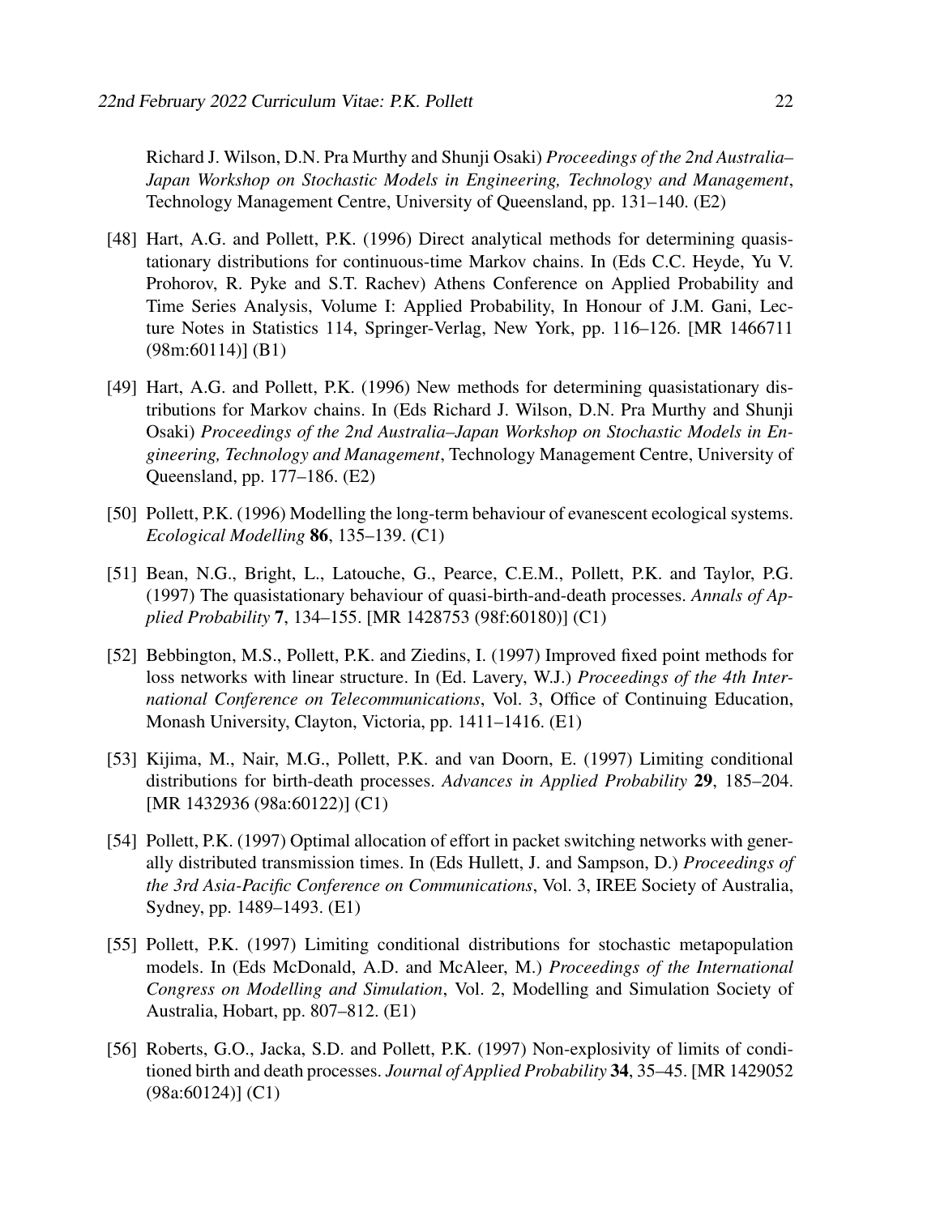Richard J. Wilson, D.N. Pra Murthy and Shunji Osaki) *Proceedings of the 2nd Australia–Japan Workshop on Stochastic Models in Engineering, Technology and Management*, Technology Management Centre, University of Queensland, pp. 131–140. (E2)

[48] Hart, A.G. and Pollett, P.K. (1996) Direct analytical methods for determining quasistationary distributions for continuous-time Markov chains. In (Eds C.C. Heyde, Yu V. Prohorov, R. Pyke and S.T. Rachev) Athens Conference on Applied Probability and Time Series Analysis, Volume I: Applied Probability, In Honour of J.M. Gani, Lecture Notes in Statistics 114, Springer-Verlag, New York, pp. 116–126. [MR 1466711 (98m:60114)] (B1)

[49] Hart, A.G. and Pollett, P.K. (1996) New methods for determining quasistationary distributions for Markov chains. In (Eds Richard J. Wilson, D.N. Pra Murthy and Shunji Osaki) *Proceedings of the 2nd Australia–Japan Workshop on Stochastic Models in Engineering, Technology and Management*, Technology Management Centre, University of Queensland, pp. 177–186. (E2)

[50] Pollett, P.K. (1996) Modelling the long-term behaviour of evanescent ecological systems. *Ecological Modelling* **86**, 135–139. (C1)

[51] Bean, N.G., Bright, L., Latouche, G., Pearce, C.E.M., Pollett, P.K. and Taylor, P.G. (1997) The quasistationary behaviour of quasi-birth-and-death processes. *Annals of Applied Probability* **7**, 134–155. [MR 1428753 (98f:60180)] (C1)

[52] Bebbington, M.S., Pollett, P.K. and Ziedins, I. (1997) Improved fixed point methods for loss networks with linear structure. In (Ed. Lavery, W.J.) *Proceedings of the 4th International Conference on Telecommunications*, Vol. 3, Office of Continuing Education, Monash University, Clayton, Victoria, pp. 1411–1416. (E1)

[53] Kijima, M., Nair, M.G., Pollett, P.K. and van Doorn, E. (1997) Limiting conditional distributions for birth-death processes. *Advances in Applied Probability* **29**, 185–204. [MR 1432936 (98a:60122)] (C1)

[54] Pollett, P.K. (1997) Optimal allocation of effort in packet switching networks with generally distributed transmission times. In (Eds Hullett, J. and Sampson, D.) *Proceedings of the 3rd Asia-Pacific Conference on Communications*, Vol. 3, IREE Society of Australia, Sydney, pp. 1489–1493. (E1)

[55] Pollett, P.K. (1997) Limiting conditional distributions for stochastic metapopulation models. In (Eds McDonald, A.D. and McAleer, M.) *Proceedings of the International Congress on Modelling and Simulation*, Vol. 2, Modelling and Simulation Society of Australia, Hobart, pp. 807–812. (E1)

[56] Roberts, G.O., Jacka, S.D. and Pollett, P.K. (1997) Non-explosivity of limits of conditioned birth and death processes. *Journal of Applied Probability* **34**, 35–45. [MR 1429052 (98a:60124)] (C1)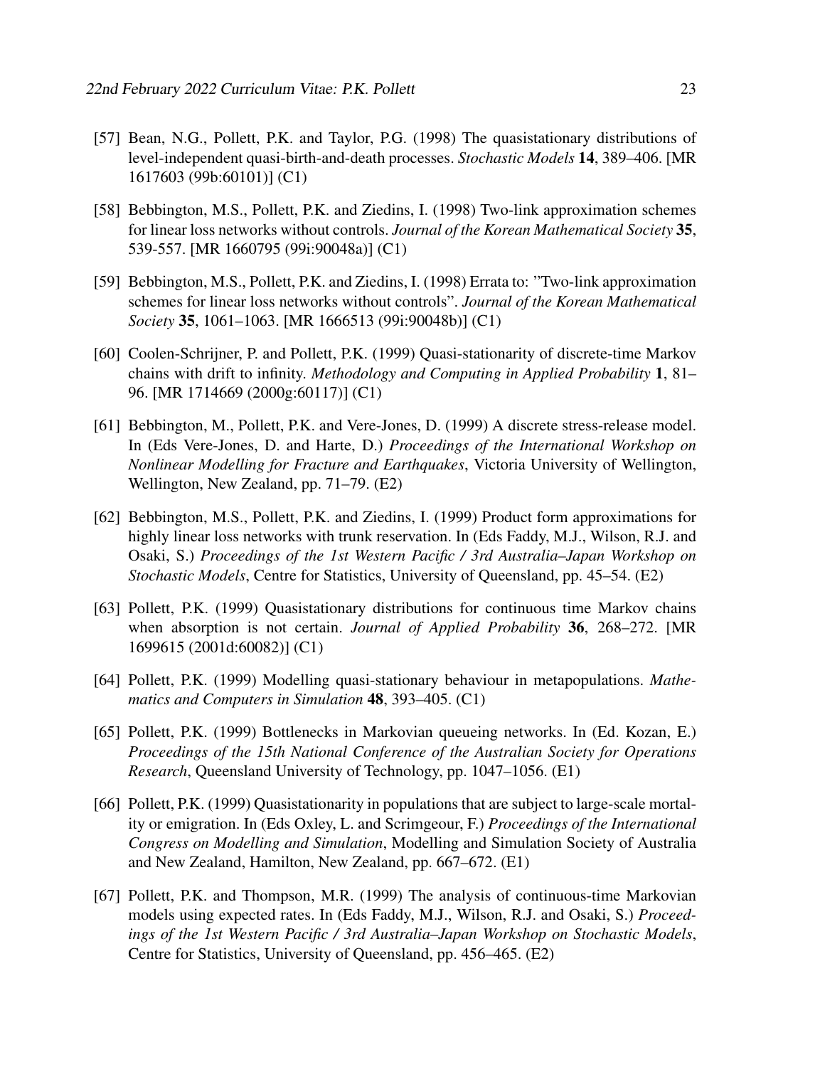[57] Bean, N.G., Pollett, P.K. and Taylor, P.G. (1998) The quasistationary distributions of level-independent quasi-birth-and-death processes. *Stochastic Models* **14**, 389–406. [MR 1617603 (99b:60101)] (C1)

[58] Bebbington, M.S., Pollett, P.K. and Ziedins, I. (1998) Two-link approximation schemes for linear loss networks without controls. *Journal of the Korean Mathematical Society* **35**, 539-557. [MR 1660795 (99i:90048a)] (C1)

[59] Bebbington, M.S., Pollett, P.K. and Ziedins, I. (1998) Errata to: "Two-link approximation schemes for linear loss networks without controls". *Journal of the Korean Mathematical Society* **35**, 1061–1063. [MR 1666513 (99i:90048b)] (C1)

[60] Coolen-Schrijner, P. and Pollett, P.K. (1999) Quasi-stationarity of discrete-time Markov chains with drift to infinity. *Methodology and Computing in Applied Probability* **1**, 81–96. [MR 1714669 (2000g:60117)] (C1)

[61] Bebbington, M., Pollett, P.K. and Vere-Jones, D. (1999) A discrete stress-release model. In (Eds Vere-Jones, D. and Harte, D.) *Proceedings of the International Workshop on Nonlinear Modelling for Fracture and Earthquakes*, Victoria University of Wellington, Wellington, New Zealand, pp. 71–79. (E2)

[62] Bebbington, M.S., Pollett, P.K. and Ziedins, I. (1999) Product form approximations for highly linear loss networks with trunk reservation. In (Eds Faddy, M.J., Wilson, R.J. and Osaki, S.) *Proceedings of the 1st Western Pacific / 3rd Australia–Japan Workshop on Stochastic Models*, Centre for Statistics, University of Queensland, pp. 45–54. (E2)

[63] Pollett, P.K. (1999) Quasistationary distributions for continuous time Markov chains when absorption is not certain. *Journal of Applied Probability* **36**, 268–272. [MR 1699615 (2001d:60082)] (C1)

[64] Pollett, P.K. (1999) Modelling quasi-stationary behaviour in metapopulations. *Mathematics and Computers in Simulation* **48**, 393–405. (C1)

[65] Pollett, P.K. (1999) Bottlenecks in Markovian queueing networks. In (Ed. Kozan, E.) *Proceedings of the 15th National Conference of the Australian Society for Operations Research*, Queensland University of Technology, pp. 1047–1056. (E1)

[66] Pollett, P.K. (1999) Quasistationarity in populations that are subject to large-scale mortality or emigration. In (Eds Oxley, L. and Scrimgeour, F.) *Proceedings of the International Congress on Modelling and Simulation*, Modelling and Simulation Society of Australia and New Zealand, Hamilton, New Zealand, pp. 667–672. (E1)

[67] Pollett, P.K. and Thompson, M.R. (1999) The analysis of continuous-time Markovian models using expected rates. In (Eds Faddy, M.J., Wilson, R.J. and Osaki, S.) *Proceedings of the 1st Western Pacific / 3rd Australia–Japan Workshop on Stochastic Models*, Centre for Statistics, University of Queensland, pp. 456–465. (E2)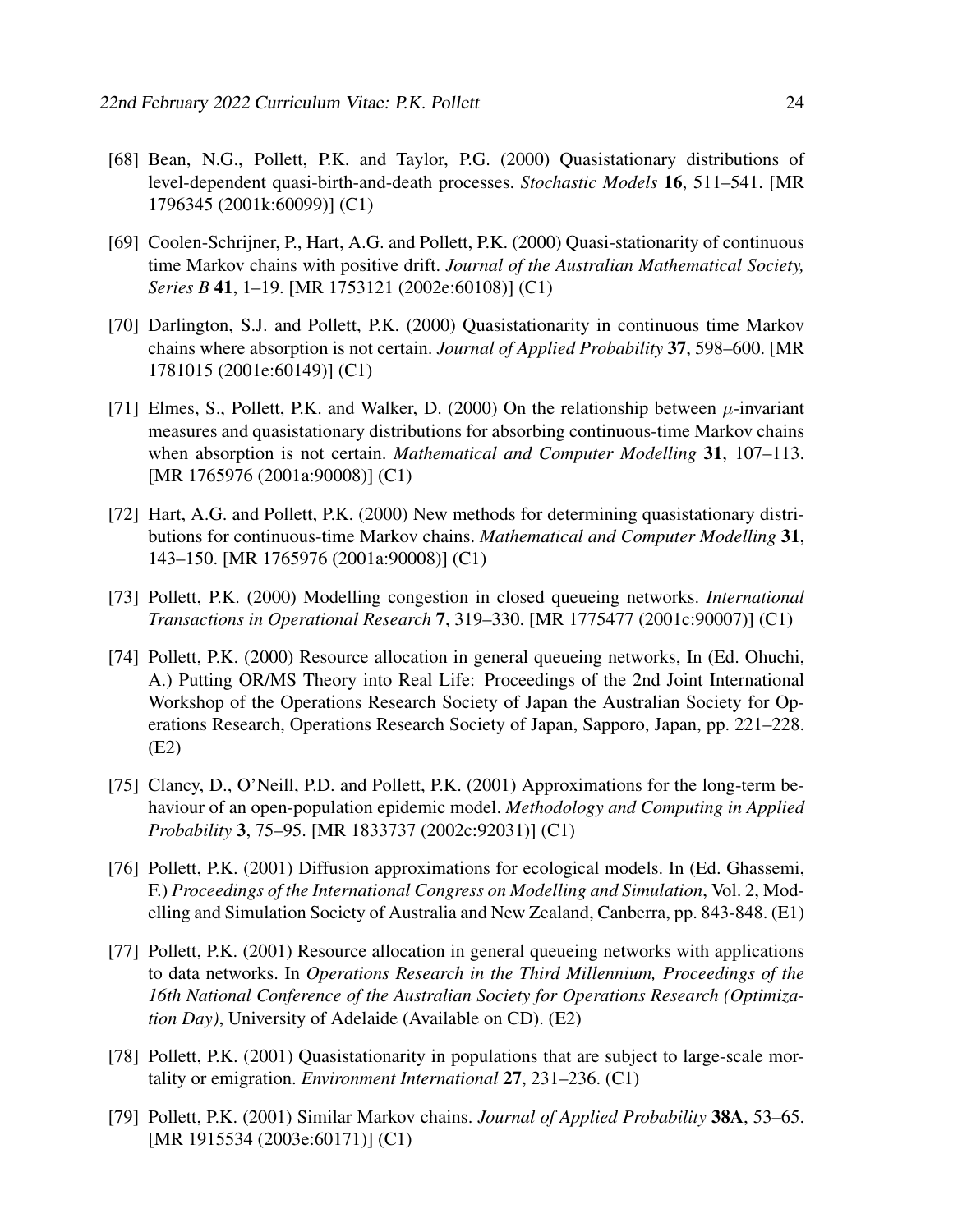[68] Bean, N.G., Pollett, P.K. and Taylor, P.G. (2000) Quasistationary distributions of level-dependent quasi-birth-and-death processes. *Stochastic Models* **16**, 511–541. [MR 1796345 (2001k:60099)] (C1)

[69] Coolen-Schrijner, P., Hart, A.G. and Pollett, P.K. (2000) Quasi-stationarity of continuous time Markov chains with positive drift. *Journal of the Australian Mathematical Society, Series B* **41**, 1–19. [MR 1753121 (2002e:60108)] (C1)

[70] Darlington, S.J. and Pollett, P.K. (2000) Quasistationarity in continuous time Markov chains where absorption is not certain. *Journal of Applied Probability* **37**, 598–600. [MR 1781015 (2001e:60149)] (C1)

[71] Elmes, S., Pollett, P.K. and Walker, D. (2000) On the relationship between $\mu$-invariant measures and quasistationary distributions for absorbing continuous-time Markov chains when absorption is not certain. *Mathematical and Computer Modelling* **31**, 107–113. [MR 1765976 (2001a:90008)] (C1)

[72] Hart, A.G. and Pollett, P.K. (2000) New methods for determining quasistationary distributions for continuous-time Markov chains. *Mathematical and Computer Modelling* **31**, 143–150. [MR 1765976 (2001a:90008)] (C1)

[73] Pollett, P.K. (2000) Modelling congestion in closed queueing networks. *International Transactions in Operational Research* **7**, 319–330. [MR 1775477 (2001c:90007)] (C1)

[74] Pollett, P.K. (2000) Resource allocation in general queueing networks, In (Ed. Ohuchi, A.) Putting OR/MS Theory into Real Life: Proceedings of the 2nd Joint International Workshop of the Operations Research Society of Japan the Australian Society for Operations Research, Operations Research Society of Japan, Sapporo, Japan, pp. 221–228. (E2)

[75] Clancy, D., O'Neill, P.D. and Pollett, P.K. (2001) Approximations for the long-term behaviour of an open-population epidemic model. *Methodology and Computing in Applied Probability* **3**, 75–95. [MR 1833737 (2002c:92031)] (C1)

[76] Pollett, P.K. (2001) Diffusion approximations for ecological models. In (Ed. Ghassemi, F.) *Proceedings of the International Congress on Modelling and Simulation*, Vol. 2, Modelling and Simulation Society of Australia and New Zealand, Canberra, pp. 843-848. (E1)

[77] Pollett, P.K. (2001) Resource allocation in general queueing networks with applications to data networks. In *Operations Research in the Third Millennium, Proceedings of the 16th National Conference of the Australian Society for Operations Research (Optimization Day)*, University of Adelaide (Available on CD). (E2)

[78] Pollett, P.K. (2001) Quasistationarity in populations that are subject to large-scale mortality or emigration. *Environment International* **27**, 231–236. (C1)

[79] Pollett, P.K. (2001) Similar Markov chains. *Journal of Applied Probability* **38A**, 53–65. [MR 1915534 (2003e:60171)] (C1)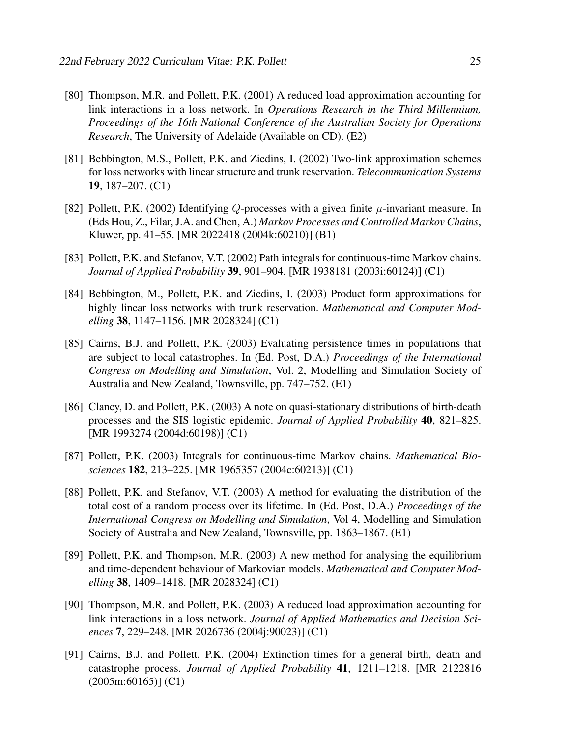[80] Thompson, M.R. and Pollett, P.K. (2001) A reduced load approximation accounting for link interactions in a loss network. In *Operations Research in the Third Millennium, Proceedings of the 16th National Conference of the Australian Society for Operations Research*, The University of Adelaide (Available on CD). (E2)

[81] Bebbington, M.S., Pollett, P.K. and Ziedins, I. (2002) Two-link approximation schemes for loss networks with linear structure and trunk reservation. *Telecommunication Systems* **19**, 187–207. (C1)

[82] Pollett, P.K. (2002) Identifying $Q$-processes with a given finite $\mu$-invariant measure. In (Eds Hou, Z., Filar, J.A. and Chen, A.) *Markov Processes and Controlled Markov Chains*, Kluwer, pp. 41–55. [MR 2022418 (2004k:60210)] (B1)

[83] Pollett, P.K. and Stefanov, V.T. (2002) Path integrals for continuous-time Markov chains. *Journal of Applied Probability* **39**, 901–904. [MR 1938181 (2003i:60124)] (C1)

[84] Bebbington, M., Pollett, P.K. and Ziedins, I. (2003) Product form approximations for highly linear loss networks with trunk reservation. *Mathematical and Computer Modelling* **38**, 1147–1156. [MR 2028324] (C1)

[85] Cairns, B.J. and Pollett, P.K. (2003) Evaluating persistence times in populations that are subject to local catastrophes. In (Ed. Post, D.A.) *Proceedings of the International Congress on Modelling and Simulation*, Vol. 2, Modelling and Simulation Society of Australia and New Zealand, Townsville, pp. 747–752. (E1)

[86] Clancy, D. and Pollett, P.K. (2003) A note on quasi-stationary distributions of birth-death processes and the SIS logistic epidemic. *Journal of Applied Probability* **40**, 821–825. [MR 1993274 (2004d:60198)] (C1)

[87] Pollett, P.K. (2003) Integrals for continuous-time Markov chains. *Mathematical Biosciences* **182**, 213–225. [MR 1965357 (2004c:60213)] (C1)

[88] Pollett, P.K. and Stefanov, V.T. (2003) A method for evaluating the distribution of the total cost of a random process over its lifetime. In (Ed. Post, D.A.) *Proceedings of the International Congress on Modelling and Simulation*, Vol 4, Modelling and Simulation Society of Australia and New Zealand, Townsville, pp. 1863–1867. (E1)

[89] Pollett, P.K. and Thompson, M.R. (2003) A new method for analysing the equilibrium and time-dependent behaviour of Markovian models. *Mathematical and Computer Modelling* **38**, 1409–1418. [MR 2028324] (C1)

[90] Thompson, M.R. and Pollett, P.K. (2003) A reduced load approximation accounting for link interactions in a loss network. *Journal of Applied Mathematics and Decision Sciences* **7**, 229–248. [MR 2026736 (2004j:90023)] (C1)

[91] Cairns, B.J. and Pollett, P.K. (2004) Extinction times for a general birth, death and catastrophe process. *Journal of Applied Probability* **41**, 1211–1218. [MR 2122816 (2005m:60165)] (C1)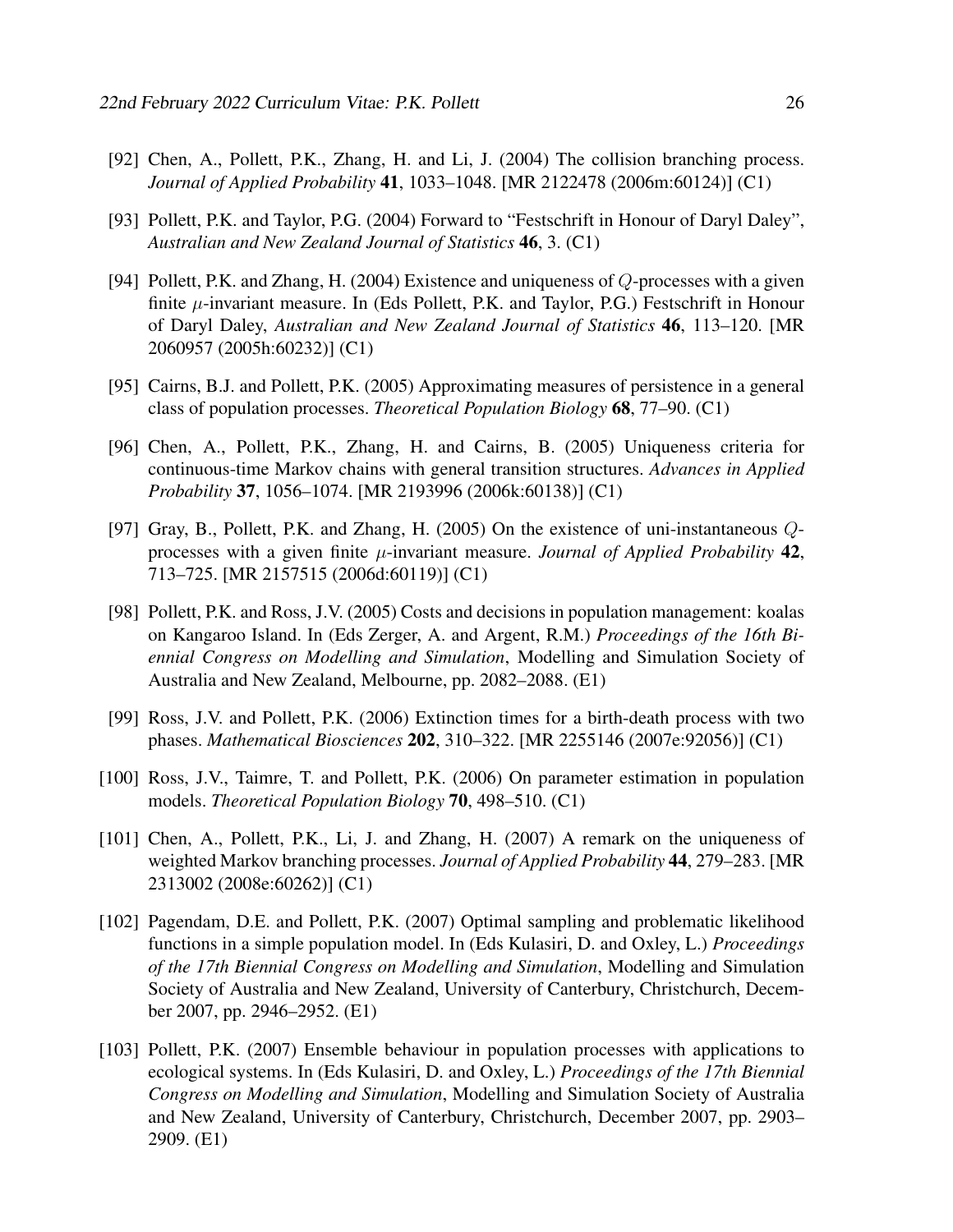[92] Chen, A., Pollett, P.K., Zhang, H. and Li, J. (2004) The collision branching process. *Journal of Applied Probability* **41**, 1033–1048. [MR 2122478 (2006m:60124)] (C1)

[93] Pollett, P.K. and Taylor, P.G. (2004) Forward to "Festschrift in Honour of Daryl Daley", *Australian and New Zealand Journal of Statistics* **46**, 3. (C1)

[94] Pollett, P.K. and Zhang, H. (2004) Existence and uniqueness of $Q$-processes with a given finite $\mu$-invariant measure. In (Eds Pollett, P.K. and Taylor, P.G.) Festschrift in Honour of Daryl Daley, *Australian and New Zealand Journal of Statistics* **46**, 113–120. [MR 2060957 (2005h:60232)] (C1)

[95] Cairns, B.J. and Pollett, P.K. (2005) Approximating measures of persistence in a general class of population processes. *Theoretical Population Biology* **68**, 77–90. (C1)

[96] Chen, A., Pollett, P.K., Zhang, H. and Cairns, B. (2005) Uniqueness criteria for continuous-time Markov chains with general transition structures. *Advances in Applied Probability* **37**, 1056–1074. [MR 2193996 (2006k:60138)] (C1)

[97] Gray, B., Pollett, P.K. and Zhang, H. (2005) On the existence of uni-instantaneous $Q$-processes with a given finite $\mu$-invariant measure. *Journal of Applied Probability* **42**, 713–725. [MR 2157515 (2006d:60119)] (C1)

[98] Pollett, P.K. and Ross, J.V. (2005) Costs and decisions in population management: koalas on Kangaroo Island. In (Eds Zerger, A. and Argent, R.M.) *Proceedings of the 16th Biennial Congress on Modelling and Simulation*, Modelling and Simulation Society of Australia and New Zealand, Melbourne, pp. 2082–2088. (E1)

[99] Ross, J.V. and Pollett, P.K. (2006) Extinction times for a birth-death process with two phases. *Mathematical Biosciences* **202**, 310–322. [MR 2255146 (2007e:92056)] (C1)

[100] Ross, J.V., Taimre, T. and Pollett, P.K. (2006) On parameter estimation in population models. *Theoretical Population Biology* **70**, 498–510. (C1)

[101] Chen, A., Pollett, P.K., Li, J. and Zhang, H. (2007) A remark on the uniqueness of weighted Markov branching processes. *Journal of Applied Probability* **44**, 279–283. [MR 2313002 (2008e:60262)] (C1)

[102] Pagendam, D.E. and Pollett, P.K. (2007) Optimal sampling and problematic likelihood functions in a simple population model. In (Eds Kulasiri, D. and Oxley, L.) *Proceedings of the 17th Biennial Congress on Modelling and Simulation*, Modelling and Simulation Society of Australia and New Zealand, University of Canterbury, Christchurch, December 2007, pp. 2946–2952. (E1)

[103] Pollett, P.K. (2007) Ensemble behaviour in population processes with applications to ecological systems. In (Eds Kulasiri, D. and Oxley, L.) *Proceedings of the 17th Biennial Congress on Modelling and Simulation*, Modelling and Simulation Society of Australia and New Zealand, University of Canterbury, Christchurch, December 2007, pp. 2903–2909. (E1)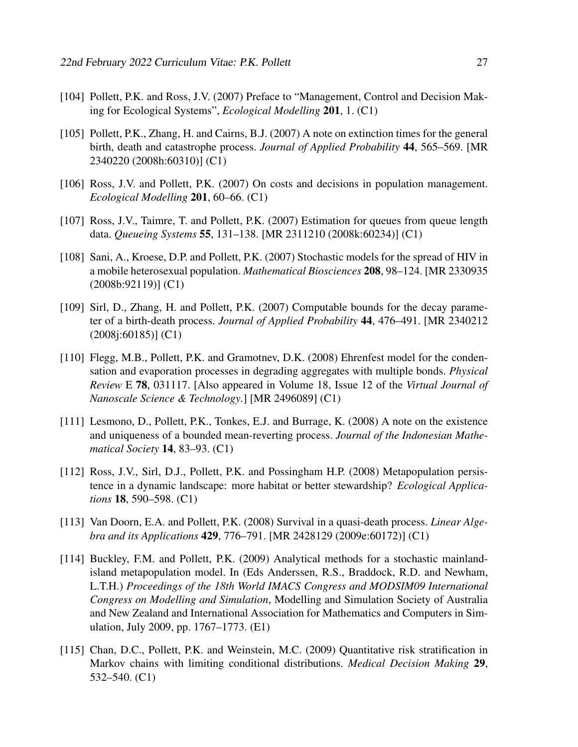[104] Pollett, P.K. and Ross, J.V. (2007) Preface to "Management, Control and Decision Making for Ecological Systems", *Ecological Modelling* **201**, 1. (C1)

[105] Pollett, P.K., Zhang, H. and Cairns, B.J. (2007) A note on extinction times for the general birth, death and catastrophe process. *Journal of Applied Probability* **44**, 565–569. [MR 2340220 (2008h:60310)] (C1)

[106] Ross, J.V. and Pollett, P.K. (2007) On costs and decisions in population management. *Ecological Modelling* **201**, 60–66. (C1)

[107] Ross, J.V., Taimre, T. and Pollett, P.K. (2007) Estimation for queues from queue length data. *Queueing Systems* **55**, 131–138. [MR 2311210 (2008k:60234)] (C1)

[108] Sani, A., Kroese, D.P. and Pollett, P.K. (2007) Stochastic models for the spread of HIV in a mobile heterosexual population. *Mathematical Biosciences* **208**, 98–124. [MR 2330935 (2008b:92119)] (C1)

[109] Sirl, D., Zhang, H. and Pollett, P.K. (2007) Computable bounds for the decay parameter of a birth-death process. *Journal of Applied Probability* **44**, 476–491. [MR 2340212 (2008j:60185)] (C1)

[110] Flegg, M.B., Pollett, P.K. and Gramotnev, D.K. (2008) Ehrenfest model for the condensation and evaporation processes in degrading aggregates with multiple bonds. *Physical Review* E **78**, 031117. [Also appeared in Volume 18, Issue 12 of the *Virtual Journal of Nanoscale Science & Technology*.] [MR 2496089] (C1)

[111] Lesmono, D., Pollett, P.K., Tonkes, E.J. and Burrage, K. (2008) A note on the existence and uniqueness of a bounded mean-reverting process. *Journal of the Indonesian Mathematical Society* **14**, 83–93. (C1)

[112] Ross, J.V., Sirl, D.J., Pollett, P.K. and Possingham H.P. (2008) Metapopulation persistence in a dynamic landscape: more habitat or better stewardship? *Ecological Applications* **18**, 590–598. (C1)

[113] Van Doorn, E.A. and Pollett, P.K. (2008) Survival in a quasi-death process. *Linear Algebra and its Applications* **429**, 776–791. [MR 2428129 (2009e:60172)] (C1)

[114] Buckley, F.M. and Pollett, P.K. (2009) Analytical methods for a stochastic mainland-island metapopulation model. In (Eds Anderssen, R.S., Braddock, R.D. and Newham, L.T.H.) *Proceedings of the 18th World IMACS Congress and MODSIM09 International Congress on Modelling and Simulation*, Modelling and Simulation Society of Australia and New Zealand and International Association for Mathematics and Computers in Simulation, July 2009, pp. 1767–1773. (E1)

[115] Chan, D.C., Pollett, P.K. and Weinstein, M.C. (2009) Quantitative risk stratification in Markov chains with limiting conditional distributions. *Medical Decision Making* **29**, 532–540. (C1)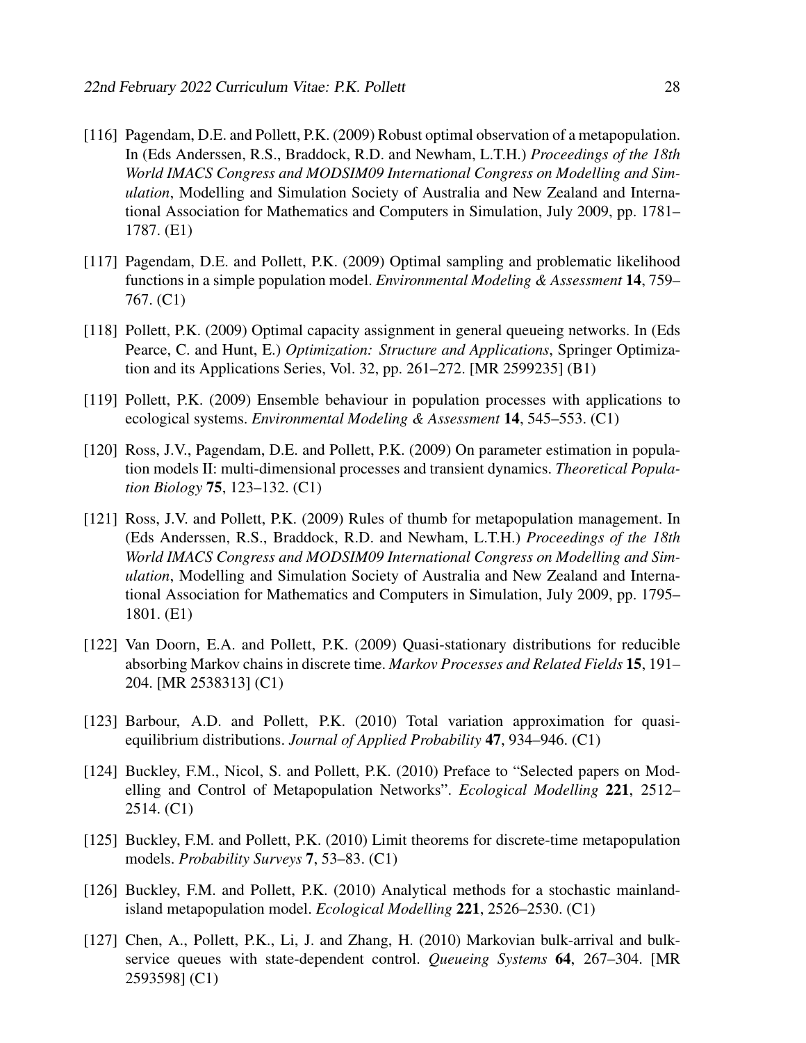[116] Pagendam, D.E. and Pollett, P.K. (2009) Robust optimal observation of a metapopulation. In (Eds Anderssen, R.S., Braddock, R.D. and Newham, L.T.H.) *Proceedings of the 18th World IMACS Congress and MODSIM09 International Congress on Modelling and Simulation*, Modelling and Simulation Society of Australia and New Zealand and International Association for Mathematics and Computers in Simulation, July 2009, pp. 1781–1787. (E1)

[117] Pagendam, D.E. and Pollett, P.K. (2009) Optimal sampling and problematic likelihood functions in a simple population model. *Environmental Modeling & Assessment* **14**, 759–767. (C1)

[118] Pollett, P.K. (2009) Optimal capacity assignment in general queueing networks. In (Eds Pearce, C. and Hunt, E.) *Optimization: Structure and Applications*, Springer Optimization and its Applications Series, Vol. 32, pp. 261–272. [MR 2599235] (B1)

[119] Pollett, P.K. (2009) Ensemble behaviour in population processes with applications to ecological systems. *Environmental Modeling & Assessment* **14**, 545–553. (C1)

[120] Ross, J.V., Pagendam, D.E. and Pollett, P.K. (2009) On parameter estimation in population models II: multi-dimensional processes and transient dynamics. *Theoretical Population Biology* **75**, 123–132. (C1)

[121] Ross, J.V. and Pollett, P.K. (2009) Rules of thumb for metapopulation management. In (Eds Anderssen, R.S., Braddock, R.D. and Newham, L.T.H.) *Proceedings of the 18th World IMACS Congress and MODSIM09 International Congress on Modelling and Simulation*, Modelling and Simulation Society of Australia and New Zealand and International Association for Mathematics and Computers in Simulation, July 2009, pp. 1795–1801. (E1)

[122] Van Doorn, E.A. and Pollett, P.K. (2009) Quasi-stationary distributions for reducible absorbing Markov chains in discrete time. *Markov Processes and Related Fields* **15**, 191–204. [MR 2538313] (C1)

[123] Barbour, A.D. and Pollett, P.K. (2010) Total variation approximation for quasi-equilibrium distributions. *Journal of Applied Probability* **47**, 934–946. (C1)

[124] Buckley, F.M., Nicol, S. and Pollett, P.K. (2010) Preface to "Selected papers on Modelling and Control of Metapopulation Networks". *Ecological Modelling* **221**, 2512–2514. (C1)

[125] Buckley, F.M. and Pollett, P.K. (2010) Limit theorems for discrete-time metapopulation models. *Probability Surveys* **7**, 53–83. (C1)

[126] Buckley, F.M. and Pollett, P.K. (2010) Analytical methods for a stochastic mainland-island metapopulation model. *Ecological Modelling* **221**, 2526–2530. (C1)

[127] Chen, A., Pollett, P.K., Li, J. and Zhang, H. (2010) Markovian bulk-arrival and bulk-service queues with state-dependent control. *Queueing Systems* **64**, 267–304. [MR 2593598] (C1)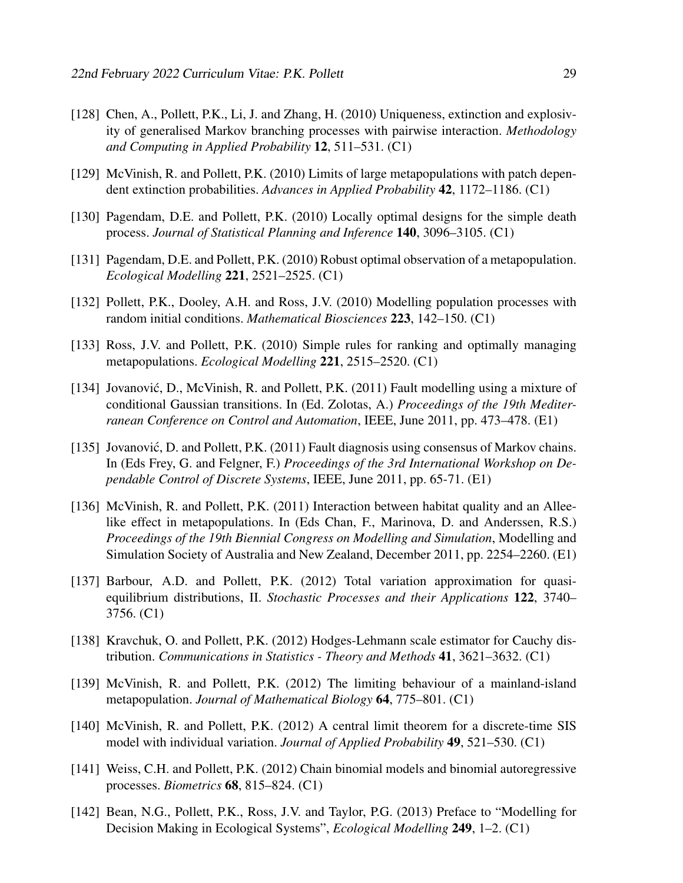[128] Chen, A., Pollett, P.K., Li, J. and Zhang, H. (2010) Uniqueness, extinction and explosivity of generalised Markov branching processes with pairwise interaction. *Methodology and Computing in Applied Probability* **12**, 511–531. (C1)

[129] McVinish, R. and Pollett, P.K. (2010) Limits of large metapopulations with patch dependent extinction probabilities. *Advances in Applied Probability* **42**, 1172–1186. (C1)

[130] Pagendam, D.E. and Pollett, P.K. (2010) Locally optimal designs for the simple death process. *Journal of Statistical Planning and Inference* **140**, 3096–3105. (C1)

[131] Pagendam, D.E. and Pollett, P.K. (2010) Robust optimal observation of a metapopulation. *Ecological Modelling* **221**, 2521–2525. (C1)

[132] Pollett, P.K., Dooley, A.H. and Ross, J.V. (2010) Modelling population processes with random initial conditions. *Mathematical Biosciences* **223**, 142–150. (C1)

[133] Ross, J.V. and Pollett, P.K. (2010) Simple rules for ranking and optimally managing metapopulations. *Ecological Modelling* **221**, 2515–2520. (C1)

[134] Jovanović, D., McVinish, R. and Pollett, P.K. (2011) Fault modelling using a mixture of conditional Gaussian transitions. In (Ed. Zolotas, A.) *Proceedings of the 19th Mediterranean Conference on Control and Automation*, IEEE, June 2011, pp. 473–478. (E1)

[135] Jovanović, D. and Pollett, P.K. (2011) Fault diagnosis using consensus of Markov chains. In (Eds Frey, G. and Felgner, F.) *Proceedings of the 3rd International Workshop on Dependable Control of Discrete Systems*, IEEE, June 2011, pp. 65-71. (E1)

[136] McVinish, R. and Pollett, P.K. (2011) Interaction between habitat quality and an Allee-like effect in metapopulations. In (Eds Chan, F., Marinova, D. and Anderssen, R.S.) *Proceedings of the 19th Biennial Congress on Modelling and Simulation*, Modelling and Simulation Society of Australia and New Zealand, December 2011, pp. 2254–2260. (E1)

[137] Barbour, A.D. and Pollett, P.K. (2012) Total variation approximation for quasi-equilibrium distributions, II. *Stochastic Processes and their Applications* **122**, 3740–3756. (C1)

[138] Kravchuk, O. and Pollett, P.K. (2012) Hodges-Lehmann scale estimator for Cauchy distribution. *Communications in Statistics - Theory and Methods* **41**, 3621–3632. (C1)

[139] McVinish, R. and Pollett, P.K. (2012) The limiting behaviour of a mainland-island metapopulation. *Journal of Mathematical Biology* **64**, 775–801. (C1)

[140] McVinish, R. and Pollett, P.K. (2012) A central limit theorem for a discrete-time SIS model with individual variation. *Journal of Applied Probability* **49**, 521–530. (C1)

[141] Weiss, C.H. and Pollett, P.K. (2012) Chain binomial models and binomial autoregressive processes. *Biometrics* **68**, 815–824. (C1)

[142] Bean, N.G., Pollett, P.K., Ross, J.V. and Taylor, P.G. (2013) Preface to "Modelling for Decision Making in Ecological Systems", *Ecological Modelling* **249**, 1–2. (C1)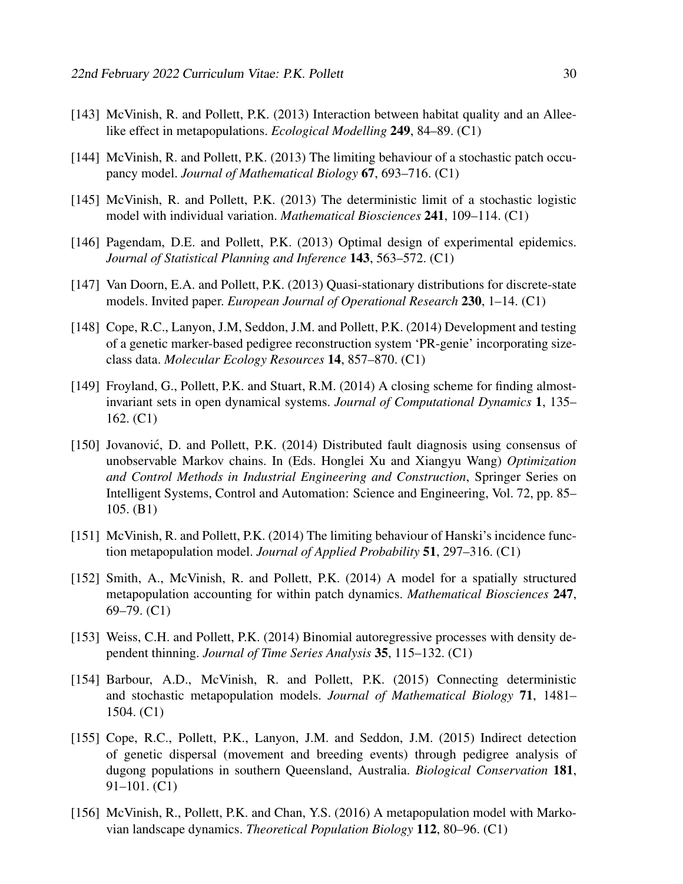[143] McVinish, R. and Pollett, P.K. (2013) Interaction between habitat quality and an Allee-like effect in metapopulations. *Ecological Modelling* **249**, 84–89. (C1)

[144] McVinish, R. and Pollett, P.K. (2013) The limiting behaviour of a stochastic patch occupancy model. *Journal of Mathematical Biology* **67**, 693–716. (C1)

[145] McVinish, R. and Pollett, P.K. (2013) The deterministic limit of a stochastic logistic model with individual variation. *Mathematical Biosciences* **241**, 109–114. (C1)

[146] Pagendam, D.E. and Pollett, P.K. (2013) Optimal design of experimental epidemics. *Journal of Statistical Planning and Inference* **143**, 563–572. (C1)

[147] Van Doorn, E.A. and Pollett, P.K. (2013) Quasi-stationary distributions for discrete-state models. Invited paper. *European Journal of Operational Research* **230**, 1–14. (C1)

[148] Cope, R.C., Lanyon, J.M, Seddon, J.M. and Pollett, P.K. (2014) Development and testing of a genetic marker-based pedigree reconstruction system 'PR-genie' incorporating size-class data. *Molecular Ecology Resources* **14**, 857–870. (C1)

[149] Froyland, G., Pollett, P.K. and Stuart, R.M. (2014) A closing scheme for finding almost-invariant sets in open dynamical systems. *Journal of Computational Dynamics* **1**, 135–162. (C1)

[150] Jovanović, D. and Pollett, P.K. (2014) Distributed fault diagnosis using consensus of unobservable Markov chains. In (Eds. Honglei Xu and Xiangyu Wang) *Optimization and Control Methods in Industrial Engineering and Construction*, Springer Series on Intelligent Systems, Control and Automation: Science and Engineering, Vol. 72, pp. 85–105. (B1)

[151] McVinish, R. and Pollett, P.K. (2014) The limiting behaviour of Hanski's incidence function metapopulation model. *Journal of Applied Probability* **51**, 297–316. (C1)

[152] Smith, A., McVinish, R. and Pollett, P.K. (2014) A model for a spatially structured metapopulation accounting for within patch dynamics. *Mathematical Biosciences* **247**, 69–79. (C1)

[153] Weiss, C.H. and Pollett, P.K. (2014) Binomial autoregressive processes with density dependent thinning. *Journal of Time Series Analysis* **35**, 115–132. (C1)

[154] Barbour, A.D., McVinish, R. and Pollett, P.K. (2015) Connecting deterministic and stochastic metapopulation models. *Journal of Mathematical Biology* **71**, 1481–1504. (C1)

[155] Cope, R.C., Pollett, P.K., Lanyon, J.M. and Seddon, J.M. (2015) Indirect detection of genetic dispersal (movement and breeding events) through pedigree analysis of dugong populations in southern Queensland, Australia. *Biological Conservation* **181**, 91–101. (C1)

[156] McVinish, R., Pollett, P.K. and Chan, Y.S. (2016) A metapopulation model with Markovian landscape dynamics. *Theoretical Population Biology* **112**, 80–96. (C1)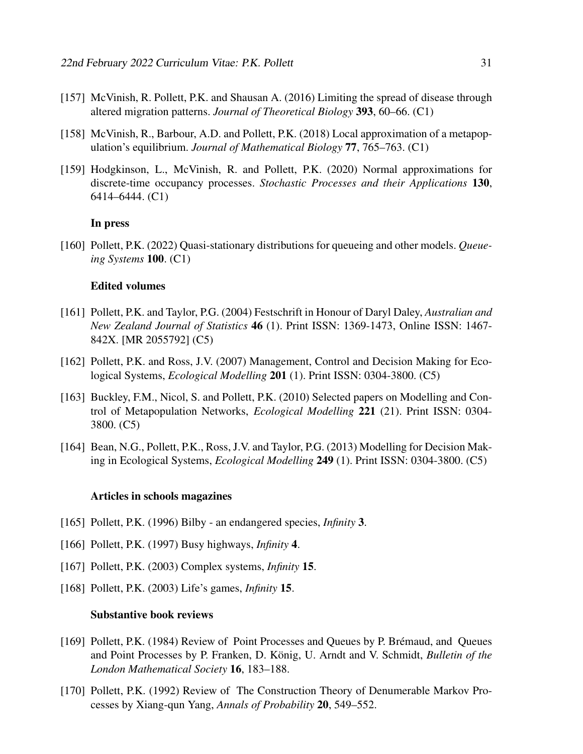[157] McVinish, R. Pollett, P.K. and Shausan A. (2016) Limiting the spread of disease through altered migration patterns. *Journal of Theoretical Biology* **393**, 60–66. (C1)

[158] McVinish, R., Barbour, A.D. and Pollett, P.K. (2018) Local approximation of a metapopulation's equilibrium. *Journal of Mathematical Biology* **77**, 765–763. (C1)

[159] Hodgkinson, L., McVinish, R. and Pollett, P.K. (2020) Normal approximations for discrete-time occupancy processes. *Stochastic Processes and their Applications* **130**, 6414–6444. (C1)

### In press

[160] Pollett, P.K. (2022) Quasi-stationary distributions for queueing and other models. *Queueing Systems* **100**. (C1)

### Edited volumes

[161] Pollett, P.K. and Taylor, P.G. (2004) Festschrift in Honour of Daryl Daley, *Australian and New Zealand Journal of Statistics* **46** (1). Print ISSN: 1369-1473, Online ISSN: 1467-842X. [MR 2055792] (C5)

[162] Pollett, P.K. and Ross, J.V. (2007) Management, Control and Decision Making for Ecological Systems, *Ecological Modelling* **201** (1). Print ISSN: 0304-3800. (C5)

[163] Buckley, F.M., Nicol, S. and Pollett, P.K. (2010) Selected papers on Modelling and Control of Metapopulation Networks, *Ecological Modelling* **221** (21). Print ISSN: 0304-3800. (C5)

[164] Bean, N.G., Pollett, P.K., Ross, J.V. and Taylor, P.G. (2013) Modelling for Decision Making in Ecological Systems, *Ecological Modelling* **249** (1). Print ISSN: 0304-3800. (C5)

### Articles in schools magazines

[165] Pollett, P.K. (1996) Bilby - an endangered species, *Infinity* **3**.

[166] Pollett, P.K. (1997) Busy highways, *Infinity* **4**.

[167] Pollett, P.K. (2003) Complex systems, *Infinity* **15**.

[168] Pollett, P.K. (2003) Life's games, *Infinity* **15**.

### Substantive book reviews

[169] Pollett, P.K. (1984) Review of Point Processes and Queues by P. Brémaud, and Queues and Point Processes by P. Franken, D. König, U. Arndt and V. Schmidt, *Bulletin of the London Mathematical Society* **16**, 183–188.

[170] Pollett, P.K. (1992) Review of The Construction Theory of Denumerable Markov Processes by Xiang-qun Yang, *Annals of Probability* **20**, 549–552.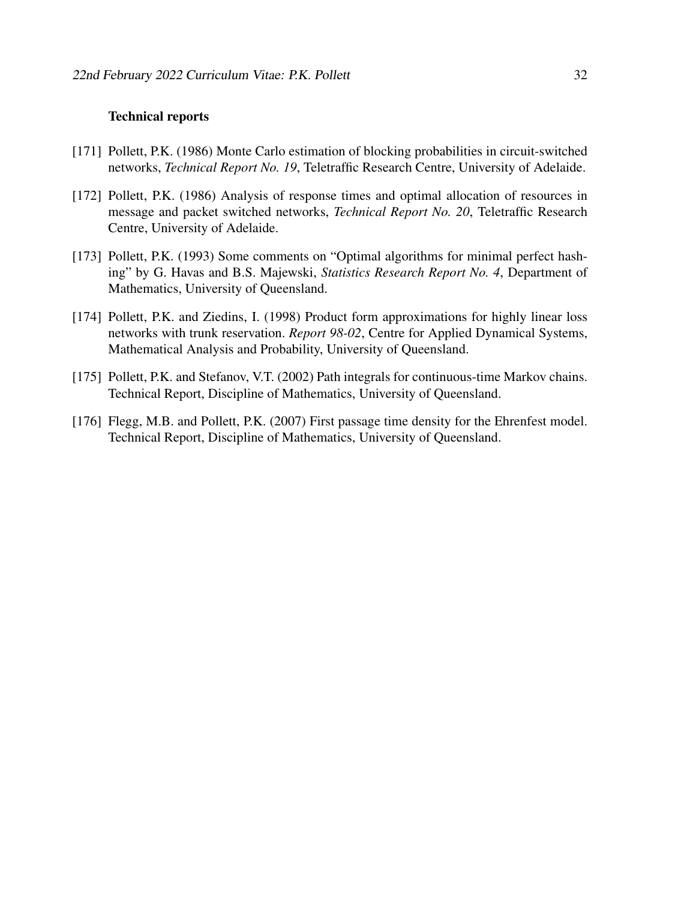### Technical reports

[171] Pollett, P.K. (1986) Monte Carlo estimation of blocking probabilities in circuit-switched networks, *Technical Report No. 19*, Teletraffic Research Centre, University of Adelaide.

[172] Pollett, P.K. (1986) Analysis of response times and optimal allocation of resources in message and packet switched networks, *Technical Report No. 20*, Teletraffic Research Centre, University of Adelaide.

[173] Pollett, P.K. (1993) Some comments on "Optimal algorithms for minimal perfect hashing" by G. Havas and B.S. Majewski, *Statistics Research Report No. 4*, Department of Mathematics, University of Queensland.

[174] Pollett, P.K. and Ziedins, I. (1998) Product form approximations for highly linear loss networks with trunk reservation. *Report 98-02*, Centre for Applied Dynamical Systems, Mathematical Analysis and Probability, University of Queensland.

[175] Pollett, P.K. and Stefanov, V.T. (2002) Path integrals for continuous-time Markov chains. Technical Report, Discipline of Mathematics, University of Queensland.

[176] Flegg, M.B. and Pollett, P.K. (2007) First passage time density for the Ehrenfest model. Technical Report, Discipline of Mathematics, University of Queensland.